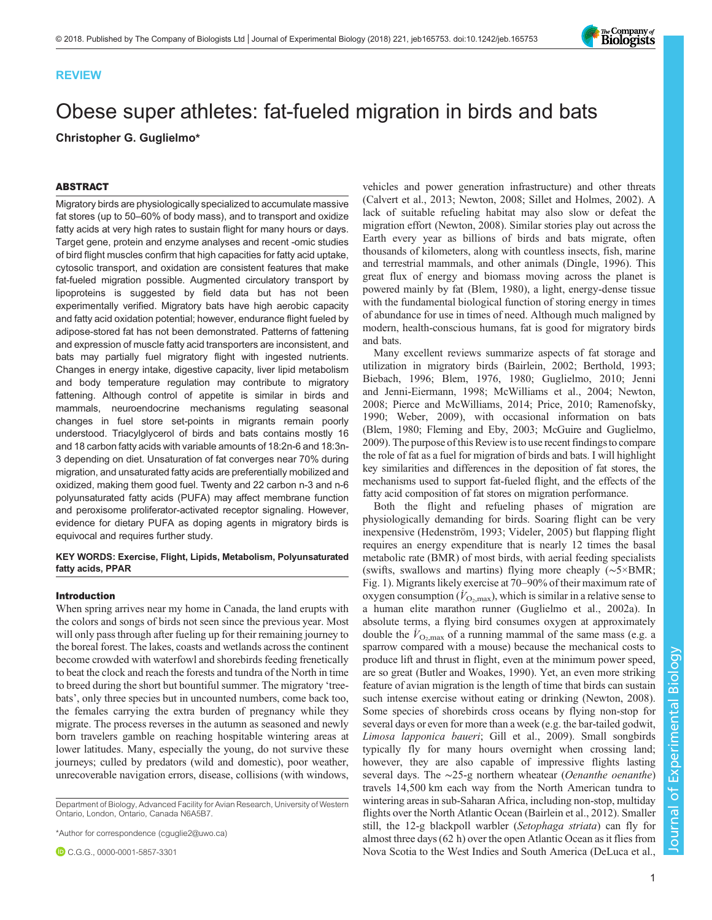REVIEW

# Obese super athletes: fat-fueled migration in birds and bats

**Christopher G. Guglielmo***

## ABSTRACT

Migratory birds are physiologically specialized to accumulate massive fat stores (up to 50–60% of body mass), and to transport and oxidize fatty acids at very high rates to sustain flight for many hours or days. Target gene, protein and enzyme analyses and recent -omic studies of bird flight muscles confirm that high capacities for fatty acid uptake, cytosolic transport, and oxidation are consistent features that make fat-fueled migration possible. Augmented circulatory transport by lipoproteins is suggested by field data but has not been experimentally verified. Migratory bats have high aerobic capacity and fatty acid oxidation potential; however, endurance flight fueled by adipose-stored fat has not been demonstrated. Patterns of fattening and expression of muscle fatty acid transporters are inconsistent, and bats may partially fuel migratory flight with ingested nutrients. Changes in energy intake, digestive capacity, liver lipid metabolism and body temperature regulation may contribute to migratory fattening. Although control of appetite is similar in birds and mammals, neuroendocrine mechanisms regulating seasonal changes in fuel store set-points in migrants remain poorly understood. Triacylglycerol of birds and bats contains mostly 16 and 18 carbon fatty acids with variable amounts of 18:2n-6 and 18:3n-3 depending on diet. Unsaturation of fat converges near 70% during migration, and unsaturated fatty acids are preferentially mobilized and oxidized, making them good fuel. Twenty and 22 carbon n-3 and n-6 polyunsaturated fatty acids (PUFA) may affect membrane function and peroxisome proliferator-activated receptor signaling. However, evidence for dietary PUFA as doping agents in migratory birds is equivocal and requires further study.

**KEY WORDS: Exercise, Flight, Lipids, Metabolism, Polyunsaturated fatty acids, PPAR**

## Introduction

When spring arrives near my home in Canada, the land erupts with the colors and songs of birds not seen since the previous year. Most will only pass through after fueling up for their remaining journey to the boreal forest. The lakes, coasts and wetlands across the continent become crowded with waterfowl and shorebirds feeding frenetically to beat the clock and reach the forests and tundra of the North in time to breed during the short but bountiful summer. The migratory 'tree-bats', only three species but in uncounted numbers, come back too, the females carrying the extra burden of pregnancy while they migrate. The process reverses in the autumn as seasoned and newly born travelers gamble on reaching hospitable wintering areas at lower latitudes. Many, especially the young, do not survive these journeys; culled by predators (wild and domestic), poor weather, unrecoverable navigation errors, disease, collisions (with windows, vehicles and power generation infrastructure) and other threats (Calvert et al., 2013; Newton, 2008; Sillet and Holmes, 2002). A lack of suitable refueling habitat may also slow or defeat the migration effort (Newton, 2008). Similar stories play out across the Earth every year as billions of birds and bats migrate, often thousands of kilometers, along with countless insects, fish, marine and terrestrial mammals, and other animals (Dingle, 1996). This great flux of energy and biomass moving across the planet is powered mainly by fat (Blem, 1980), a light, energy-dense tissue with the fundamental biological function of storing energy in times of abundance for use in times of need. Although much maligned by modern, health-conscious humans, fat is good for migratory birds and bats.

Many excellent reviews summarize aspects of fat storage and utilization in migratory birds (Bairlein, 2002; Berthold, 1993; Biebach, 1996; Blem, 1976, 1980; Guglielmo, 2010; Jenni and Jenni-Eiermann, 1998; McWilliams et al., 2004; Newton, 2008; Pierce and McWilliams, 2014; Price, 2010; Ramenofsky, 1990; Weber, 2009), with occasional information on bats (Blem, 1980; Fleming and Eby, 2003; McGuire and Guglielmo, 2009). The purpose of this Review is to use recent findings to compare the role of fat as a fuel for migration of birds and bats. I will highlight key similarities and differences in the deposition of fat stores, the mechanisms used to support fat-fueled flight, and the effects of the fatty acid composition of fat stores on migration performance.

Both the flight and refueling phases of migration are physiologically demanding for birds. Soaring flight can be very inexpensive (Hedenström, 1993; Videler, 2005) but flapping flight requires an energy expenditure that is nearly 12 times the basal metabolic rate (BMR) of most birds, with aerial feeding specialists (swifts, swallows and martins) flying more cheaply (~5×BMR; Fig. 1). Migrants likely exercise at 70–90% of their maximum rate of oxygen consumption ($\dot{V}_{O_2,max}$), which is similar in a relative sense to a human elite marathon runner (Guglielmo et al., 2002a). In absolute terms, a flying bird consumes oxygen at approximately double the $\dot{V}_{O_2,max}$ of a running mammal of the same mass (e.g. a sparrow compared with a mouse) because the mechanical costs to produce lift and thrust in flight, even at the minimum power speed, are so great (Butler and Woakes, 1990). Yet, an even more striking feature of avian migration is the length of time that birds can sustain such intense exercise without eating or drinking (Newton, 2008). Some species of shorebirds cross oceans by flying non-stop for several days or even for more than a week (e.g. the bar-tailed godwit, *Limosa lapponica baueri*; Gill et al., 2009). Small songbirds typically fly for many hours overnight when crossing land; however, they are also capable of impressive flights lasting several days. The ~25-g northern wheatear (*Oenanthe oenanthe*) travels 14,500 km each way from the North American tundra to wintering areas in sub-Saharan Africa, including non-stop, multiday flights over the North Atlantic Ocean (Bairlein et al., 2012). Smaller still, the 12-g blackpoll warbler (*Setophaga striata*) can fly for almost three days (62 h) over the open Atlantic Ocean as it flies from Nova Scotia to the West Indies and South America (DeLuca et al.,

Department of Biology, Advanced Facility for Avian Research, University of Western Ontario, London, Ontario, Canada N6A5B7.

*Author for correspondence (cguglie2@uwo.ca)

C.G.G., 0000-0001-5857-3301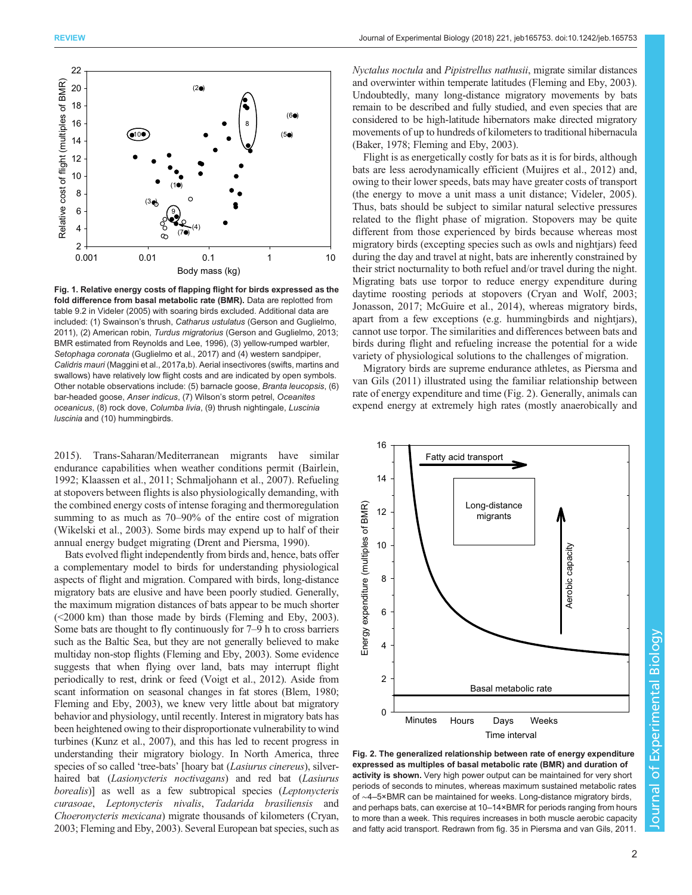**Fig. 1. Relative energy costs of flapping flight for birds expressed as the fold difference from basal metabolic rate (BMR).** Data are replotted from table 9.2 in Videler (2005) with soaring birds excluded. Additional data are included: (1) Swainson's thrush, *Catharus ustulatus* (Gerson and Guglielmo, 2011), (2) American robin, *Turdus migratorius* (Gerson and Guglielmo, 2013; BMR estimated from Reynolds and Lee, 1996), (3) yellow-rumped warbler, *Setophaga coronata* (Guglielmo et al., 2017) and (4) western sandpiper, *Calidris mauri* (Maggini et al., 2017a,b). Aerial insectivores (swifts, martins and swallows) have relatively low flight costs and are indicated by open symbols. Other notable observations include: (5) barnacle goose, *Branta leucopsis*, (6) bar-headed goose, *Anser indicus*, (7) Wilson's storm petrel, *Oceanites oceanicus*, (8) rock dove, *Columba livia*, (9) thrush nightingale, *Luscinia luscinia* and (10) hummingbirds.

2015). Trans-Saharan/Mediterranean migrants have similar endurance capabilities when weather conditions permit (Bairlein, 1992; Klaassen et al., 2011; Schmaljohann et al., 2007). Refueling at stopovers between flights is also physiologically demanding, with the combined energy costs of intense foraging and thermoregulation summing to as much as 70–90% of the entire cost of migration (Wikelski et al., 2003). Some birds may expend up to half of their annual energy budget migrating (Drent and Piersma, 1990).

Bats evolved flight independently from birds and, hence, bats offer a complementary model to birds for understanding physiological aspects of flight and migration. Compared with birds, long-distance migratory bats are elusive and have been poorly studied. Generally, the maximum migration distances of bats appear to be much shorter (<2000 km) than those made by birds (Fleming and Eby, 2003). Some bats are thought to fly continuously for 7–9 h to cross barriers such as the Baltic Sea, but they are not generally believed to make multiday non-stop flights (Fleming and Eby, 2003). Some evidence suggests that when flying over land, bats may interrupt flight periodically to rest, drink or feed (Voigt et al., 2012). Aside from scant information on seasonal changes in fat stores (Blem, 1980; Fleming and Eby, 2003), we knew very little about bat migratory behavior and physiology, until recently. Interest in migratory bats has been heightened owing to their disproportionate vulnerability to wind turbines (Kunz et al., 2007), and this has led to recent progress in understanding their migratory biology. In North America, three species of so called 'tree-bats' [hoary bat (*Lasiurus cinereus*), silver-haired bat (*Lasionycteris noctivagans*) and red bat (*Lasiurus borealis*)] as well as a few subtropical species (*Leptonycteris curasoae*, *Leptonycteris nivalis*, *Tadarida brasiliensis* and *Choeronycteris mexicana*) migrate thousands of kilometers (Cryan, 2003; Fleming and Eby, 2003). Several European bat species, such as *Nyctalus noctula* and *Pipistrellus nathusii*, migrate similar distances and overwinter within temperate latitudes (Fleming and Eby, 2003). Undoubtedly, many long-distance migratory movements by bats remain to be described and fully studied, and even species that are considered to be high-latitude hibernators make directed migratory movements of up to hundreds of kilometers to traditional hibernacula (Baker, 1978; Fleming and Eby, 2003).

Flight is as energetically costly for bats as it is for birds, although bats are less aerodynamically efficient (Muijres et al., 2012) and, owing to their lower speeds, bats may have greater costs of transport (the energy to move a unit mass a unit distance; Videler, 2005). Thus, bats should be subject to similar natural selective pressures related to the flight phase of migration. Stopovers may be quite different from those experienced by birds because whereas most migratory birds (excepting species such as owls and nightjars) feed during the day and travel at night, bats are inherently constrained by their strict nocturnality to both refuel and/or travel during the night. Migrating bats use torpor to reduce energy expenditure during daytime roosting periods at stopovers (Cryan and Wolf, 2003; Jonasson, 2017; McGuire et al., 2014), whereas migratory birds, apart from a few exceptions (e.g. hummingbirds and nightjars), cannot use torpor. The similarities and differences between bats and birds during flight and refueling increase the potential for a wide variety of physiological solutions to the challenges of migration.

Migratory birds are supreme endurance athletes, as Piersma and van Gils (2011) illustrated using the familiar relationship between rate of energy expenditure and time (Fig. 2). Generally, animals can expend energy at extremely high rates (mostly anaerobically and

**Fig. 2. The generalized relationship between rate of energy expenditure expressed as multiples of basal metabolic rate (BMR) and duration of activity is shown.** Very high power output can be maintained for very short periods of seconds to minutes, whereas maximum sustained metabolic rates of ∼4–5×BMR can be maintained for weeks. Long-distance migratory birds, and perhaps bats, can exercise at 10–14×BMR for periods ranging from hours to more than a week. This requires increases in both muscle aerobic capacity and fatty acid transport. Redrawn from fig. 35 in Piersma and van Gils, 2011.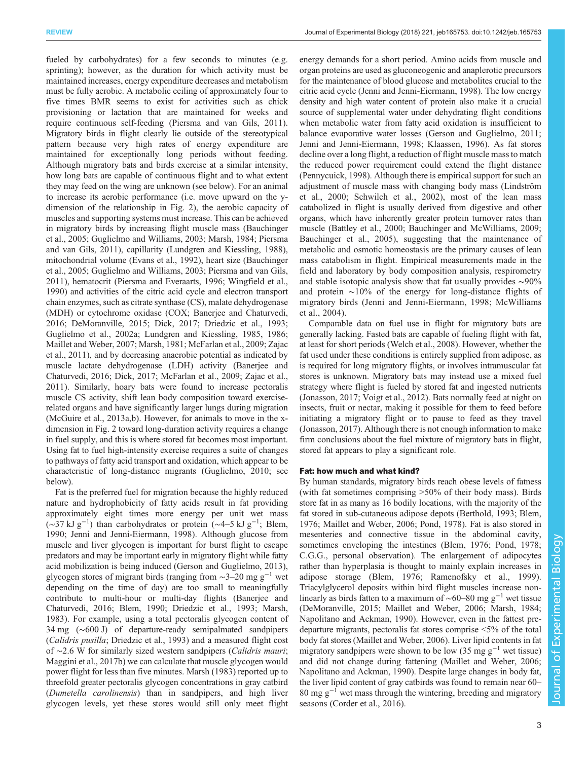fueled by carbohydrates) for a few seconds to minutes (e.g. sprinting); however, as the duration for which activity must be maintained increases, energy expenditure decreases and metabolism must be fully aerobic. A metabolic ceiling of approximately four to five times BMR seems to exist for activities such as chick provisioning or lactation that are maintained for weeks and require continuous self-feeding (Piersma and van Gils, 2011). Migratory birds in flight clearly lie outside of the stereotypical pattern because very high rates of energy expenditure are maintained for exceptionally long periods without feeding. Although migratory bats and birds exercise at a similar intensity, how long bats are capable of continuous flight and to what extent they may feed on the wing are unknown (see below). For an animal to increase its aerobic performance (i.e. move upward on the y-dimension of the relationship in Fig. 2), the aerobic capacity of muscles and supporting systems must increase. This can be achieved in migratory birds by increasing flight muscle mass (Bauchinger et al., 2005; Guglielmo and Williams, 2003; Marsh, 1984; Piersma and van Gils, 2011), capillarity (Lundgren and Kiessling, 1988), mitochondrial volume (Evans et al., 1992), heart size (Bauchinger et al., 2005; Guglielmo and Williams, 2003; Piersma and van Gils, 2011), hematocrit (Piersma and Everaarts, 1996; Wingfield et al., 1990) and activities of the citric acid cycle and electron transport chain enzymes, such as citrate synthase (CS), malate dehydrogenase (MDH) or cytochrome oxidase (COX; Banerjee and Chaturvedi, 2016; DeMoranville, 2015; Dick, 2017; Driedzic et al., 1993; Guglielmo et al., 2002a; Lundgren and Kiessling, 1985, 1986; Maillet and Weber, 2007; Marsh, 1981; McFarlan et al., 2009; Zajac et al., 2011), and by decreasing anaerobic potential as indicated by muscle lactate dehydrogenase (LDH) activity (Banerjee and Chaturvedi, 2016; Dick, 2017; McFarlan et al., 2009; Zajac et al., 2011). Similarly, hoary bats were found to increase pectoralis muscle CS activity, shift lean body composition toward exercise-related organs and have significantly larger lungs during migration (McGuire et al., 2013a,b). However, for animals to move in the x-dimension in Fig. 2 toward long-duration activity requires a change in fuel supply, and this is where stored fat becomes most important. Using fat to fuel high-intensity exercise requires a suite of changes to pathways of fatty acid transport and oxidation, which appear to be characteristic of long-distance migrants (Guglielmo, 2010; see below).

Fat is the preferred fuel for migration because the highly reduced nature and hydrophobicity of fatty acids result in fat providing approximately eight times more energy per unit wet mass (~37 kJ $g^{-1}$) than carbohydrates or protein (~4–5 kJ $g^{-1}$; Blem, 1990; Jenni and Jenni-Eiermann, 1998). Although glucose from muscle and liver glycogen is important for burst flight to escape predators and may be important early in migratory flight while fatty acid mobilization is being induced (Gerson and Guglielmo, 2013), glycogen stores of migrant birds (ranging from ~3–20 mg $g^{-1}$ wet depending on the time of day) are too small to meaningfully contribute to multi-hour or multi-day flights (Banerjee and Chaturvedi, 2016; Blem, 1990; Driedzic et al., 1993; Marsh, 1983). For example, using a total pectoralis glycogen content of 34 mg (~600 J) of departure-ready semipalmated sandpipers (*Calidris pusilla*; Driedzic et al., 1993) and a measured flight cost of ~2.6 W for similarly sized western sandpipers (*Calidris mauri*; Maggini et al., 2017b) we can calculate that muscle glycogen would power flight for less than five minutes. Marsh (1983) reported up to threefold greater pectoralis glycogen concentrations in gray catbird (*Dumetella carolinensis*) than in sandpipers, and high liver glycogen levels, yet these stores would still only meet flight energy demands for a short period. Amino acids from muscle and organ proteins are used as gluconeogenic and anaplerotic precursors for the maintenance of blood glucose and metabolites crucial to the citric acid cycle (Jenni and Jenni-Eiermann, 1998). The low energy density and high water content of protein also make it a crucial source of supplemental water under dehydrating flight conditions when metabolic water from fatty acid oxidation is insufficient to balance evaporative water losses (Gerson and Guglielmo, 2011; Jenni and Jenni-Eiermann, 1998; Klaassen, 1996). As fat stores decline over a long flight, a reduction of flight muscle mass to match the reduced power requirement could extend the flight distance (Pennycuick, 1998). Although there is empirical support for such an adjustment of muscle mass with changing body mass (Lindström et al., 2000; Schwilch et al., 2002), most of the lean mass catabolized in flight is usually derived from digestive and other organs, which have inherently greater protein turnover rates than muscle (Battley et al., 2000; Bauchinger and McWilliams, 2009; Bauchinger et al., 2005), suggesting that the maintenance of metabolic and osmotic homeostasis are the primary causes of lean mass catabolism in flight. Empirical measurements made in the field and laboratory by body composition analysis, respirometry and stable isotopic analysis show that fat usually provides ~90% and protein ~10% of the energy for long-distance flights of migratory birds (Jenni and Jenni-Eiermann, 1998; McWilliams et al., 2004).

Comparable data on fuel use in flight for migratory bats are generally lacking. Fasted bats are capable of fueling flight with fat, at least for short periods (Welch et al., 2008). However, whether the fat used under these conditions is entirely supplied from adipose, as is required for long migratory flights, or involves intramuscular fat stores is unknown. Migratory bats may instead use a mixed fuel strategy where flight is fueled by stored fat and ingested nutrients (Jonasson, 2017; Voigt et al., 2012). Bats normally feed at night on insects, fruit or nectar, making it possible for them to feed before initiating a migratory flight or to pause to feed as they travel (Jonasson, 2017). Although there is not enough information to make firm conclusions about the fuel mixture of migratory bats in flight, stored fat appears to play a significant role.

### Fat: how much and what kind?

By human standards, migratory birds reach obese levels of fatness (with fat sometimes comprising >50% of their body mass). Birds store fat in as many as 16 bodily locations, with the majority of the fat stored in sub-cutaneous adipose depots (Berthold, 1993; Blem, 1976; Maillet and Weber, 2006; Pond, 1978). Fat is also stored in mesenteries and connective tissue in the abdominal cavity, sometimes enveloping the intestines (Blem, 1976; Pond, 1978; C.G.G., personal observation). The enlargement of adipocytes rather than hyperplasia is thought to mainly explain increases in adipose storage (Blem, 1976; Ramenofsky et al., 1999). Triacylglycerol deposits within bird flight muscles increase non-linearly as birds fatten to a maximum of ~60–80 mg $g^{-1}$ wet tissue (DeMoranville, 2015; Maillet and Weber, 2006; Marsh, 1984; Napolitano and Ackman, 1990). However, even in the fattest pre-departure migrants, pectoralis fat stores comprise <5% of the total body fat stores (Maillet and Weber, 2006). Liver lipid contents in fat migratory sandpipers were shown to be low (35 mg $g^{-1}$ wet tissue) and did not change during fattening (Maillet and Weber, 2006; Napolitano and Ackman, 1990). Despite large changes in body fat, the liver lipid content of gray catbirds was found to remain near 60–80 mg $g^{-1}$ wet mass through the wintering, breeding and migratory seasons (Corder et al., 2016).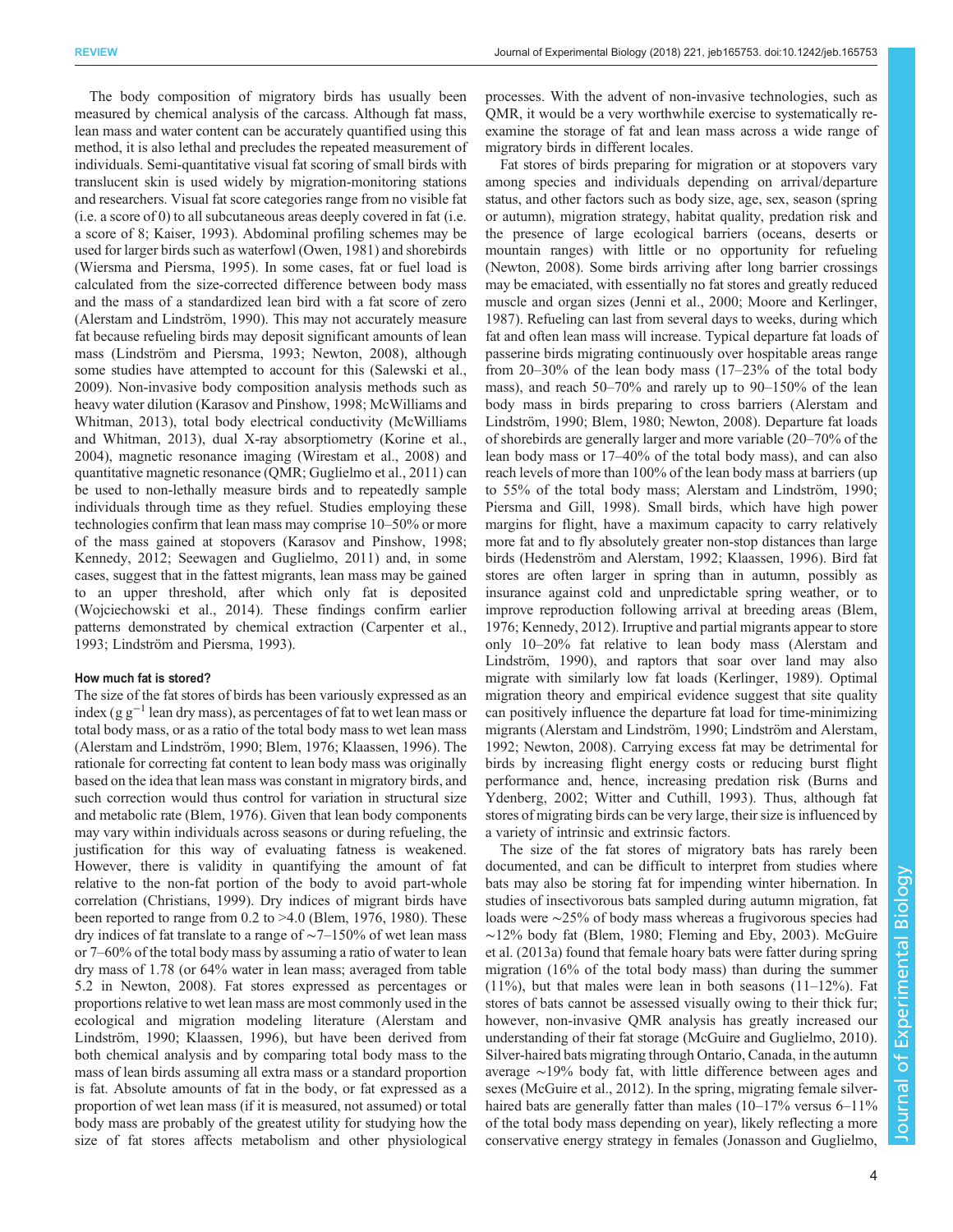The body composition of migratory birds has usually been measured by chemical analysis of the carcass. Although fat mass, lean mass and water content can be accurately quantified using this method, it is also lethal and precludes the repeated measurement of individuals. Semi-quantitative visual fat scoring of small birds with translucent skin is used widely by migration-monitoring stations and researchers. Visual fat score categories range from no visible fat (i.e. a score of 0) to all subcutaneous areas deeply covered in fat (i.e. a score of 8; Kaiser, 1993). Abdominal profiling schemes may be used for larger birds such as waterfowl (Owen, 1981) and shorebirds (Wiersma and Piersma, 1995). In some cases, fat or fuel load is calculated from the size-corrected difference between body mass and the mass of a standardized lean bird with a fat score of zero (Alerstam and Lindström, 1990). This may not accurately measure fat because refueling birds may deposit significant amounts of lean mass (Lindström and Piersma, 1993; Newton, 2008), although some studies have attempted to account for this (Salewski et al., 2009). Non-invasive body composition analysis methods such as heavy water dilution (Karasov and Pinshow, 1998; McWilliams and Whitman, 2013), total body electrical conductivity (McWilliams and Whitman, 2013), dual X-ray absorptiometry (Korine et al., 2004), magnetic resonance imaging (Wirestam et al., 2008) and quantitative magnetic resonance (QMR; Guglielmo et al., 2011) can be used to non-lethally measure birds and to repeatedly sample individuals through time as they refuel. Studies employing these technologies confirm that lean mass may comprise 10–50% or more of the mass gained at stopovers (Karasov and Pinshow, 1998; Kennedy, 2012; Seewagen and Guglielmo, 2011) and, in some cases, suggest that in the fattest migrants, lean mass may be gained to an upper threshold, after which only fat is deposited (Wojciechowski et al., 2014). These findings confirm earlier patterns demonstrated by chemical extraction (Carpenter et al., 1993; Lindström and Piersma, 1993).

### How much fat is stored?

The size of the fat stores of birds has been variously expressed as an index (g $g^{-1}$ lean dry mass), as percentages of fat to wet lean mass or total body mass, or as a ratio of the total body mass to wet lean mass (Alerstam and Lindström, 1990; Blem, 1976; Klaassen, 1996). The rationale for correcting fat content to lean body mass was originally based on the idea that lean mass was constant in migratory birds, and such correction would thus control for variation in structural size and metabolic rate (Blem, 1976). Given that lean body components may vary within individuals across seasons or during refueling, the justification for this way of evaluating fatness is weakened. However, there is validity in quantifying the amount of fat relative to the non-fat portion of the body to avoid part-whole correlation (Christians, 1999). Dry indices of migrant birds have been reported to range from 0.2 to >4.0 (Blem, 1976, 1980). These dry indices of fat translate to a range of ∼7–150% of wet lean mass or 7–60% of the total body mass by assuming a ratio of water to lean dry mass of 1.78 (or 64% water in lean mass; averaged from table 5.2 in Newton, 2008). Fat stores expressed as percentages or proportions relative to wet lean mass are most commonly used in the ecological and migration modeling literature (Alerstam and Lindström, 1990; Klaassen, 1996), but have been derived from both chemical analysis and by comparing total body mass to the mass of lean birds assuming all extra mass or a standard proportion is fat. Absolute amounts of fat in the body, or fat expressed as a proportion of wet lean mass (if it is measured, not assumed) or total body mass are probably of the greatest utility for studying how the size of fat stores affects metabolism and other physiological processes. With the advent of non-invasive technologies, such as QMR, it would be a very worthwhile exercise to systematically re-examine the storage of fat and lean mass across a wide range of migratory birds in different locales.

Fat stores of birds preparing for migration or at stopovers vary among species and individuals depending on arrival/departure status, and other factors such as body size, age, sex, season (spring or autumn), migration strategy, habitat quality, predation risk and the presence of large ecological barriers (oceans, deserts or mountain ranges) with little or no opportunity for refueling (Newton, 2008). Some birds arriving after long barrier crossings may be emaciated, with essentially no fat stores and greatly reduced muscle and organ sizes (Jenni et al., 2000; Moore and Kerlinger, 1987). Refueling can last from several days to weeks, during which fat and often lean mass will increase. Typical departure fat loads of passerine birds migrating continuously over hospitable areas range from 20–30% of the lean body mass (17–23% of the total body mass), and reach 50–70% and rarely up to 90–150% of the lean body mass in birds preparing to cross barriers (Alerstam and Lindström, 1990; Blem, 1980; Newton, 2008). Departure fat loads of shorebirds are generally larger and more variable (20–70% of the lean body mass or 17–40% of the total body mass), and can also reach levels of more than 100% of the lean body mass at barriers (up to 55% of the total body mass; Alerstam and Lindström, 1990; Piersma and Gill, 1998). Small birds, which have high power margins for flight, have a maximum capacity to carry relatively more fat and to fly absolutely greater non-stop distances than large birds (Hedenström and Alerstam, 1992; Klaassen, 1996). Bird fat stores are often larger in spring than in autumn, possibly as insurance against cold and unpredictable spring weather, or to improve reproduction following arrival at breeding areas (Blem, 1976; Kennedy, 2012). Irruptive and partial migrants appear to store only 10–20% fat relative to lean body mass (Alerstam and Lindström, 1990), and raptors that soar over land may also migrate with similarly low fat loads (Kerlinger, 1989). Optimal migration theory and empirical evidence suggest that site quality can positively influence the departure fat load for time-minimizing migrants (Alerstam and Lindström, 1990; Lindström and Alerstam, 1992; Newton, 2008). Carrying excess fat may be detrimental for birds by increasing flight energy costs or reducing burst flight performance and, hence, increasing predation risk (Burns and Ydenberg, 2002; Witter and Cuthill, 1993). Thus, although fat stores of migrating birds can be very large, their size is influenced by a variety of intrinsic and extrinsic factors.

The size of the fat stores of migratory bats has rarely been documented, and can be difficult to interpret from studies where bats may also be storing fat for impending winter hibernation. In studies of insectivorous bats sampled during autumn migration, fat loads were ∼25% of body mass whereas a frugivorous species had ∼12% body fat (Blem, 1980; Fleming and Eby, 2003). McGuire et al. (2013a) found that female hoary bats were fatter during spring migration (16% of the total body mass) than during the summer (11%), but that males were lean in both seasons (11–12%). Fat stores of bats cannot be assessed visually owing to their thick fur; however, non-invasive QMR analysis has greatly increased our understanding of their fat storage (McGuire and Guglielmo, 2010). Silver-haired bats migrating through Ontario, Canada, in the autumn average ∼19% body fat, with little difference between ages and sexes (McGuire et al., 2012). In the spring, migrating female silver-haired bats are generally fatter than males (10–17% versus 6–11% of the total body mass depending on year), likely reflecting a more conservative energy strategy in females (Jonasson and Guglielmo,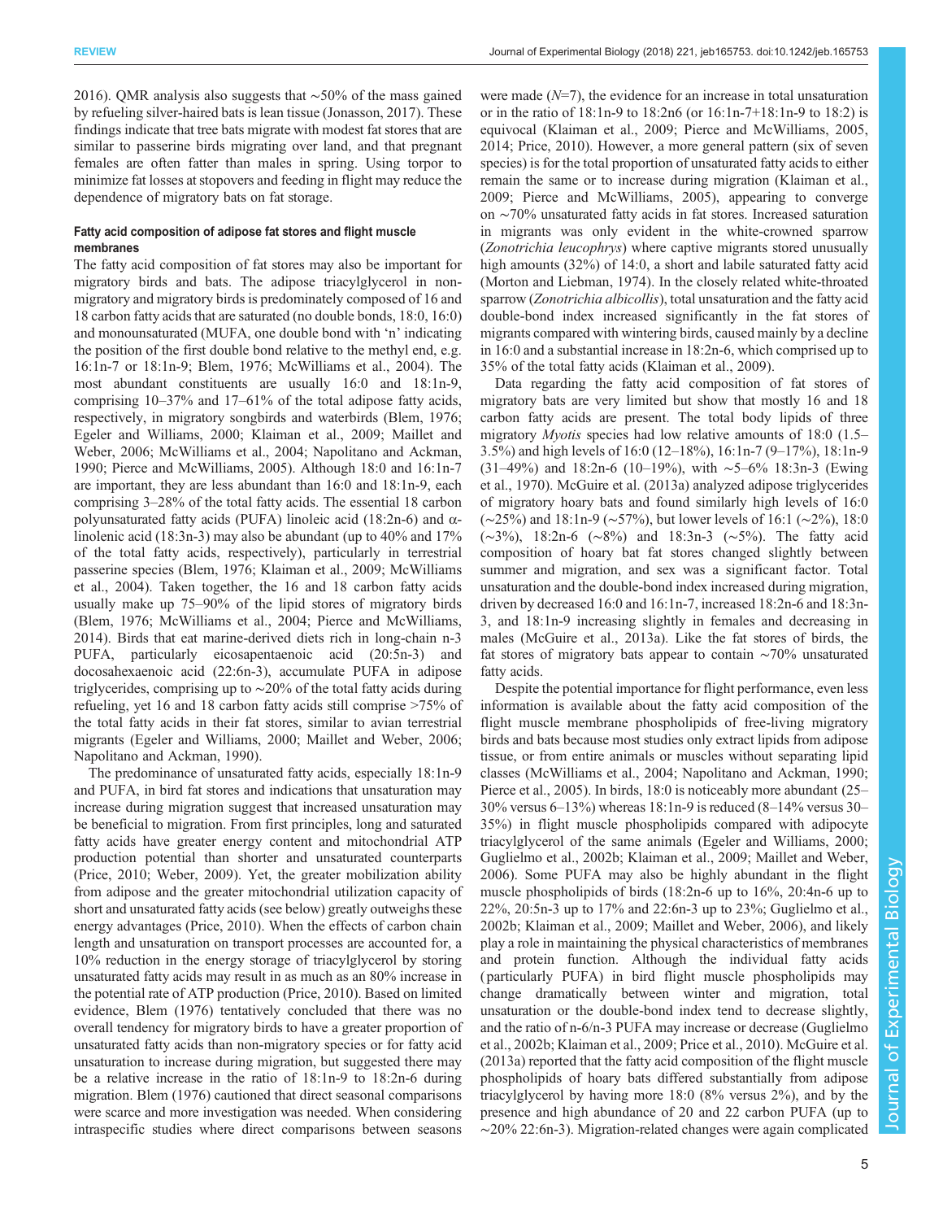2016). QMR analysis also suggests that ∼50% of the mass gained by refueling silver-haired bats is lean tissue (Jonasson, 2017). These findings indicate that tree bats migrate with modest fat stores that are similar to passerine birds migrating over land, and that pregnant females are often fatter than males in spring. Using torpor to minimize fat losses at stopovers and feeding in flight may reduce the dependence of migratory bats on fat storage.

### Fatty acid composition of adipose fat stores and flight muscle membranes

The fatty acid composition of fat stores may also be important for migratory birds and bats. The adipose triacylglycerol in non-migratory and migratory birds is predominately composed of 16 and 18 carbon fatty acids that are saturated (no double bonds, 18:0, 16:0) and monounsaturated (MUFA, one double bond with 'n' indicating the position of the first double bond relative to the methyl end, e.g. 16:1n-7 or 18:1n-9; Blem, 1976; McWilliams et al., 2004). The most abundant constituents are usually 16:0 and 18:1n-9, comprising 10–37% and 17–61% of the total adipose fatty acids, respectively, in migratory songbirds and waterbirds (Blem, 1976; Egeler and Williams, 2000; Klaiman et al., 2009; Maillet and Weber, 2006; McWilliams et al., 2004; Napolitano and Ackman, 1990; Pierce and McWilliams, 2005). Although 18:0 and 16:1n-7 are important, they are less abundant than 16:0 and 18:1n-9, each comprising 3–28% of the total fatty acids. The essential 18 carbon polyunsaturated fatty acids (PUFA) linoleic acid (18:2n-6) and α-linolenic acid (18:3n-3) may also be abundant (up to 40% and 17% of the total fatty acids, respectively), particularly in terrestrial passerine species (Blem, 1976; Klaiman et al., 2009; McWilliams et al., 2004). Taken together, the 16 and 18 carbon fatty acids usually make up 75–90% of the lipid stores of migratory birds (Blem, 1976; McWilliams et al., 2004; Pierce and McWilliams, 2014). Birds that eat marine-derived diets rich in long-chain n-3 PUFA, particularly eicosapentaenoic acid (20:5n-3) and docosahexaenoic acid (22:6n-3), accumulate PUFA in adipose triglycerides, comprising up to ∼20% of the total fatty acids during refueling, yet 16 and 18 carbon fatty acids still comprise >75% of the total fatty acids in their fat stores, similar to avian terrestrial migrants (Egeler and Williams, 2000; Maillet and Weber, 2006; Napolitano and Ackman, 1990).

The predominance of unsaturated fatty acids, especially 18:1n-9 and PUFA, in bird fat stores and indications that unsaturation may increase during migration suggest that increased unsaturation may be beneficial to migration. From first principles, long and saturated fatty acids have greater energy content and mitochondrial ATP production potential than shorter and unsaturated counterparts (Price, 2010; Weber, 2009). Yet, the greater mobilization ability from adipose and the greater mitochondrial utilization capacity of short and unsaturated fatty acids (see below) greatly outweighs these energy advantages (Price, 2010). When the effects of carbon chain length and unsaturation on transport processes are accounted for, a 10% reduction in the energy storage of triacylglycerol by storing unsaturated fatty acids may result in as much as an 80% increase in the potential rate of ATP production (Price, 2010). Based on limited evidence, Blem (1976) tentatively concluded that there was no overall tendency for migratory birds to have a greater proportion of unsaturated fatty acids than non-migratory species or for fatty acid unsaturation to increase during migration, but suggested there may be a relative increase in the ratio of 18:1n-9 to 18:2n-6 during migration. Blem (1976) cautioned that direct seasonal comparisons were scarce and more investigation was needed. When considering intraspecific studies where direct comparisons between seasons were made ($N$=7), the evidence for an increase in total unsaturation or in the ratio of 18:1n-9 to 18:2n6 (or 16:1n-7+18:1n-9 to 18:2) is equivocal (Klaiman et al., 2009; Pierce and McWilliams, 2005, 2014; Price, 2010). However, a more general pattern (six of seven species) is for the total proportion of unsaturated fatty acids to either remain the same or to increase during migration (Klaiman et al., 2009; Pierce and McWilliams, 2005), appearing to converge on ∼70% unsaturated fatty acids in fat stores. Increased saturation in migrants was only evident in the white-crowned sparrow (*Zonotrichia leucophrys*) where captive migrants stored unusually high amounts (32%) of 14:0, a short and labile saturated fatty acid (Morton and Liebman, 1974). In the closely related white-throated sparrow (*Zonotrichia albicollis*), total unsaturation and the fatty acid double-bond index increased significantly in the fat stores of migrants compared with wintering birds, caused mainly by a decline in 16:0 and a substantial increase in 18:2n-6, which comprised up to 35% of the total fatty acids (Klaiman et al., 2009).

Data regarding the fatty acid composition of fat stores of migratory bats are very limited but show that mostly 16 and 18 carbon fatty acids are present. The total body lipids of three migratory *Myotis* species had low relative amounts of 18:0 (1.5–3.5%) and high levels of 16:0 (12–18%), 16:1n-7 (9–17%), 18:1n-9 (31–49%) and 18:2n-6 (10–19%), with ∼5–6% 18:3n-3 (Ewing et al., 1970). McGuire et al. (2013a) analyzed adipose triglycerides of migratory hoary bats and found similarly high levels of 16:0 (∼25%) and 18:1n-9 (∼57%), but lower levels of 16:1 (∼2%), 18:0 (∼3%), 18:2n-6 (∼8%) and 18:3n-3 (∼5%). The fatty acid composition of hoary bat fat stores changed slightly between summer and migration, and sex was a significant factor. Total unsaturation and the double-bond index increased during migration, driven by decreased 16:0 and 16:1n-7, increased 18:2n-6 and 18:3n-3, and 18:1n-9 increasing slightly in females and decreasing in males (McGuire et al., 2013a). Like the fat stores of birds, the fat stores of migratory bats appear to contain ∼70% unsaturated fatty acids.

Despite the potential importance for flight performance, even less information is available about the fatty acid composition of the flight muscle membrane phospholipids of free-living migratory birds and bats because most studies only extract lipids from adipose tissue, or from entire animals or muscles without separating lipid classes (McWilliams et al., 2004; Napolitano and Ackman, 1990; Pierce et al., 2005). In birds, 18:0 is noticeably more abundant (25–30% versus 6–13%) whereas 18:1n-9 is reduced (8–14% versus 30–35%) in flight muscle phospholipids compared with adipocyte triacylglycerol of the same animals (Egeler and Williams, 2000; Guglielmo et al., 2002b; Klaiman et al., 2009; Maillet and Weber, 2006). Some PUFA may also be highly abundant in the flight muscle phospholipids of birds (18:2n-6 up to 16%, 20:4n-6 up to 22%, 20:5n-3 up to 17% and 22:6n-3 up to 23%; Guglielmo et al., 2002b; Klaiman et al., 2009; Maillet and Weber, 2006), and likely play a role in maintaining the physical characteristics of membranes and protein function. Although the individual fatty acids (particularly PUFA) in bird flight muscle phospholipids may change dramatically between winter and migration, total unsaturation or the double-bond index tend to decrease slightly, and the ratio of n-6/n-3 PUFA may increase or decrease (Guglielmo et al., 2002b; Klaiman et al., 2009; Price et al., 2010). McGuire et al. (2013a) reported that the fatty acid composition of the flight muscle phospholipids of hoary bats differed substantially from adipose triacylglycerol by having more 18:0 (8% versus 2%), and by the presence and high abundance of 20 and 22 carbon PUFA (up to ∼20% 22:6n-3). Migration-related changes were again complicated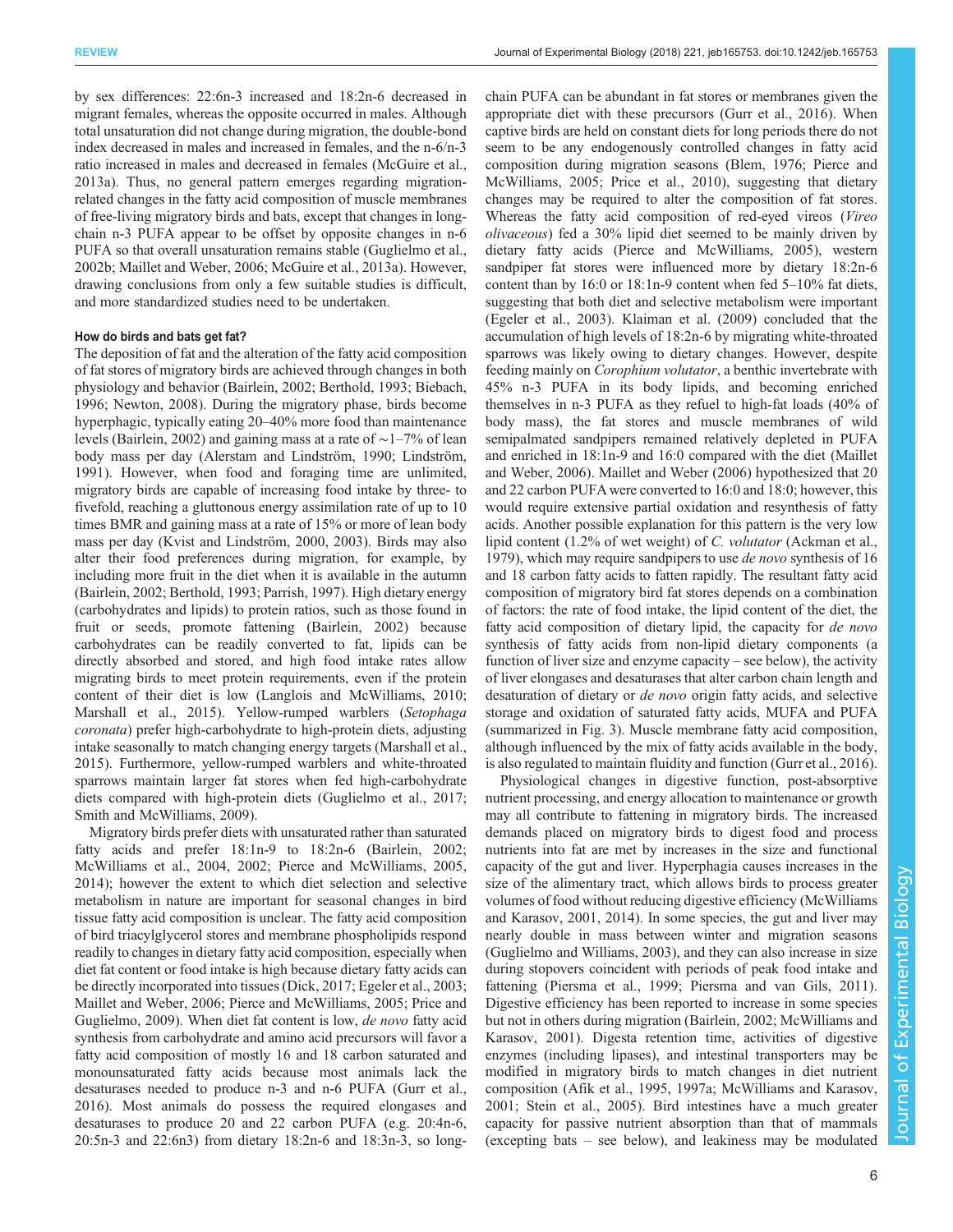by sex differences: 22:6n-3 increased and 18:2n-6 decreased in migrant females, whereas the opposite occurred in males. Although total unsaturation did not change during migration, the double-bond index decreased in males and increased in females, and the n-6/n-3 ratio increased in males and decreased in females (McGuire et al., 2013a). Thus, no general pattern emerges regarding migration-related changes in the fatty acid composition of muscle membranes of free-living migratory birds and bats, except that changes in long-chain n-3 PUFA appear to be offset by opposite changes in n-6 PUFA so that overall unsaturation remains stable (Guglielmo et al., 2002b; Maillet and Weber, 2006; McGuire et al., 2013a). However, drawing conclusions from only a few suitable studies is difficult, and more standardized studies need to be undertaken.

#### How do birds and bats get fat?

The deposition of fat and the alteration of the fatty acid composition of fat stores of migratory birds are achieved through changes in both physiology and behavior (Bairlein, 2002; Berthold, 1993; Biebach, 1996; Newton, 2008). During the migratory phase, birds become hyperphagic, typically eating 20–40% more food than maintenance levels (Bairlein, 2002) and gaining mass at a rate of ∼1–7% of lean body mass per day (Alerstam and Lindström, 1990; Lindström, 1991). However, when food and foraging time are unlimited, migratory birds are capable of increasing food intake by three- to fivefold, reaching a gluttonous energy assimilation rate of up to 10 times BMR and gaining mass at a rate of 15% or more of lean body mass per day (Kvist and Lindström, 2000, 2003). Birds may also alter their food preferences during migration, for example, by including more fruit in the diet when it is available in the autumn (Bairlein, 2002; Berthold, 1993; Parrish, 1997). High dietary energy (carbohydrates and lipids) to protein ratios, such as those found in fruit or seeds, promote fattening (Bairlein, 2002) because carbohydrates can be readily converted to fat, lipids can be directly absorbed and stored, and high food intake rates allow migrating birds to meet protein requirements, even if the protein content of their diet is low (Langlois and McWilliams, 2010; Marshall et al., 2015). Yellow-rumped warblers (*Setophaga coronata*) prefer high-carbohydrate to high-protein diets, adjusting intake seasonally to match changing energy targets (Marshall et al., 2015). Furthermore, yellow-rumped warblers and white-throated sparrows maintain larger fat stores when fed high-carbohydrate diets compared with high-protein diets (Guglielmo et al., 2017; Smith and McWilliams, 2009).

Migratory birds prefer diets with unsaturated rather than saturated fatty acids and prefer 18:1n-9 to 18:2n-6 (Bairlein, 2002; McWilliams et al., 2004, 2002; Pierce and McWilliams, 2005, 2014); however the extent to which diet selection and selective metabolism in nature are important for seasonal changes in bird tissue fatty acid composition is unclear. The fatty acid composition of bird triacylglycerol stores and membrane phospholipids respond readily to changes in dietary fatty acid composition, especially when diet fat content or food intake is high because dietary fatty acids can be directly incorporated into tissues (Dick, 2017; Egeler et al., 2003; Maillet and Weber, 2006; Pierce and McWilliams, 2005; Price and Guglielmo, 2009). When diet fat content is low, *de novo* fatty acid synthesis from carbohydrate and amino acid precursors will favor a fatty acid composition of mostly 16 and 18 carbon saturated and monounsaturated fatty acids because most animals lack the desaturases needed to produce n-3 and n-6 PUFA (Gurr et al., 2016). Most animals do possess the required elongases and desaturases to produce 20 and 22 carbon PUFA (e.g. 20:4n-6, 20:5n-3 and 22:6n3) from dietary 18:2n-6 and 18:3n-3, so long-chain PUFA can be abundant in fat stores or membranes given the appropriate diet with these precursors (Gurr et al., 2016). When captive birds are held on constant diets for long periods there do not seem to be any endogenously controlled changes in fatty acid composition during migration seasons (Blem, 1976; Pierce and McWilliams, 2005; Price et al., 2010), suggesting that dietary changes may be required to alter the composition of fat stores. Whereas the fatty acid composition of red-eyed vireos (*Vireo olivaceous*) fed a 30% lipid diet seemed to be mainly driven by dietary fatty acids (Pierce and McWilliams, 2005), western sandpiper fat stores were influenced more by dietary 18:2n-6 content than by 16:0 or 18:1n-9 content when fed 5–10% fat diets, suggesting that both diet and selective metabolism were important (Egeler et al., 2003). Klaiman et al. (2009) concluded that the accumulation of high levels of 18:2n-6 by migrating white-throated sparrows was likely owing to dietary changes. However, despite feeding mainly on *Corophium volutator*, a benthic invertebrate with 45% n-3 PUFA in its body lipids, and becoming enriched themselves in n-3 PUFA as they refuel to high-fat loads (40% of body mass), the fat stores and muscle membranes of wild semipalmated sandpipers remained relatively depleted in PUFA and enriched in 18:1n-9 and 16:0 compared with the diet (Maillet and Weber, 2006). Maillet and Weber (2006) hypothesized that 20 and 22 carbon PUFA were converted to 16:0 and 18:0; however, this would require extensive partial oxidation and resynthesis of fatty acids. Another possible explanation for this pattern is the very low lipid content (1.2% of wet weight) of *C. volutator* (Ackman et al., 1979), which may require sandpipers to use *de novo* synthesis of 16 and 18 carbon fatty acids to fatten rapidly. The resultant fatty acid composition of migratory bird fat stores depends on a combination of factors: the rate of food intake, the lipid content of the diet, the fatty acid composition of dietary lipid, the capacity for *de novo* synthesis of fatty acids from non-lipid dietary components (a function of liver size and enzyme capacity – see below), the activity of liver elongases and desaturases that alter carbon chain length and desaturation of dietary or *de novo* origin fatty acids, and selective storage and oxidation of saturated fatty acids, MUFA and PUFA (summarized in Fig. 3). Muscle membrane fatty acid composition, although influenced by the mix of fatty acids available in the body, is also regulated to maintain fluidity and function (Gurr et al., 2016).

Physiological changes in digestive function, post-absorptive nutrient processing, and energy allocation to maintenance or growth may all contribute to fattening in migratory birds. The increased demands placed on migratory birds to digest food and process nutrients into fat are met by increases in the size and functional capacity of the gut and liver. Hyperphagia causes increases in the size of the alimentary tract, which allows birds to process greater volumes of food without reducing digestive efficiency (McWilliams and Karasov, 2001, 2014). In some species, the gut and liver may nearly double in mass between winter and migration seasons (Guglielmo and Williams, 2003), and they can also increase in size during stopovers coincident with periods of peak food intake and fattening (Piersma et al., 1999; Piersma and van Gils, 2011). Digestive efficiency has been reported to increase in some species but not in others during migration (Bairlein, 2002; McWilliams and Karasov, 2001). Digesta retention time, activities of digestive enzymes (including lipases), and intestinal transporters may be modified in migratory birds to match changes in diet nutrient composition (Afik et al., 1995, 1997a; McWilliams and Karasov, 2001; Stein et al., 2005). Bird intestines have a much greater capacity for passive nutrient absorption than that of mammals (excepting bats – see below), and leakiness may be modulated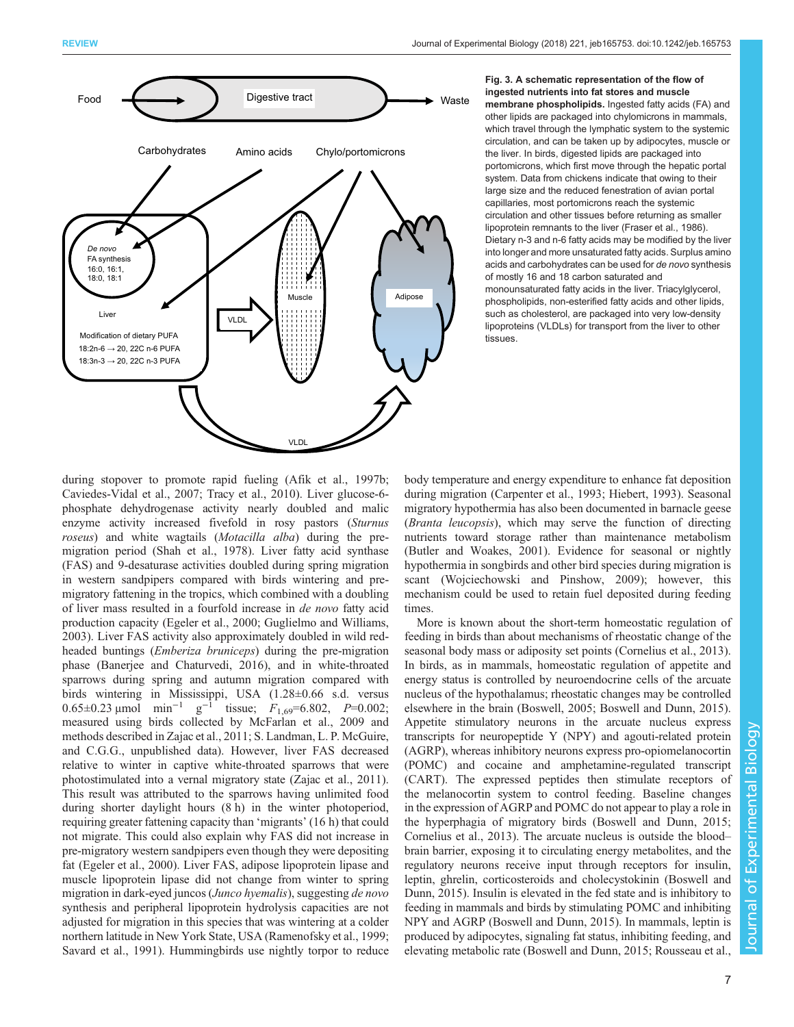**Fig. 3. A schematic representation of the flow of ingested nutrients into fat stores and muscle membrane phospholipids.** Ingested fatty acids (FA) and other lipids are packaged into chylomicrons in mammals, which travel through the lymphatic system to the systemic circulation, and can be taken up by adipocytes, muscle or the liver. In birds, digested lipids are packaged into portomicrons, which first move through the hepatic portal system. Data from chickens indicate that owing to their large size and the reduced fenestration of avian portal capillaries, most portomicrons reach the systemic circulation and other tissues before returning as smaller lipoprotein remnants to the liver (Fraser et al., 1986). Dietary n-3 and n-6 fatty acids may be modified by the liver into longer and more unsaturated fatty acids. Surplus amino acids and carbohydrates can be used for *de novo* synthesis of mostly 16 and 18 carbon saturated and monounsaturated fatty acids in the liver. Triacylglycerol, phospholipids, non-esterified fatty acids and other lipids, such as cholesterol, are packaged into very low-density lipoproteins (VLDLs) for transport from the liver to other tissues.

during stopover to promote rapid fueling (Afik et al., 1997b; Caviedes-Vidal et al., 2007; Tracy et al., 2010). Liver glucose-6-phosphate dehydrogenase activity nearly doubled and malic enzyme activity increased fivefold in rosy pastors (*Sturnus roseus*) and white wagtails (*Motacilla alba*) during the pre-migration period (Shah et al., 1978). Liver fatty acid synthase (FAS) and 9-desaturase activities doubled during spring migration in western sandpipers compared with birds wintering and pre-migratory fattening in the tropics, which combined with a doubling of liver mass resulted in a fourfold increase in *de novo* fatty acid production capacity (Egeler et al., 2000; Guglielmo and Williams, 2003). Liver FAS activity also approximately doubled in wild red-headed buntings (*Emberiza bruniceps*) during the pre-migration phase (Banerjee and Chaturvedi, 2016), and in white-throated sparrows during spring and autumn migration compared with birds wintering in Mississippi, USA (1.28±0.66 s.d. versus 0.65±0.23 µmol $\text{min}^{-1}$ $\text{g}^{-1}$ tissue; $F_{1,69}$=6.802, $P$=0.002; measured using birds collected by McFarlan et al., 2009 and methods described in Zajac et al., 2011; S. Landman, L. P. McGuire, and C.G.G., unpublished data). However, liver FAS decreased relative to winter in captive white-throated sparrows that were photostimulated into a vernal migratory state (Zajac et al., 2011). This result was attributed to the sparrows having unlimited food during shorter daylight hours (8 h) in the winter photoperiod, requiring greater fattening capacity than 'migrants' (16 h) that could not migrate. This could also explain why FAS did not increase in pre-migratory western sandpipers even though they were depositing fat (Egeler et al., 2000). Liver FAS, adipose lipoprotein lipase and muscle lipoprotein lipase did not change from winter to spring migration in dark-eyed juncos (*Junco hyemalis*), suggesting *de novo* synthesis and peripheral lipoprotein hydrolysis capacities are not adjusted for migration in this species that was wintering at a colder northern latitude in New York State, USA (Ramenofsky et al., 1999; Savard et al., 1991). Hummingbirds use nightly torpor to reduce body temperature and energy expenditure to enhance fat deposition during migration (Carpenter et al., 1993; Hiebert, 1993). Seasonal migratory hypothermia has also been documented in barnacle geese (*Branta leucopsis*), which may serve the function of directing nutrients toward storage rather than maintenance metabolism (Butler and Woakes, 2001). Evidence for seasonal or nightly hypothermia in songbirds and other bird species during migration is scant (Wojciechowski and Pinshow, 2009); however, this mechanism could be used to retain fuel deposited during feeding times.

More is known about the short-term homeostatic regulation of feeding in birds than about mechanisms of rheostatic change of the seasonal body mass or adiposity set points (Cornelius et al., 2013). In birds, as in mammals, homeostatic regulation of appetite and energy status is controlled by neuroendocrine cells of the arcuate nucleus of the hypothalamus; rheostatic changes may be controlled elsewhere in the brain (Boswell, 2005; Boswell and Dunn, 2015). Appetite stimulatory neurons in the arcuate nucleus express transcripts for neuropeptide Y (NPY) and agouti-related protein (AGRP), whereas inhibitory neurons express pro-opiomelanocortin (POMC) and cocaine and amphetamine-regulated transcript (CART). The expressed peptides then stimulate receptors of the melanocortin system to control feeding. Baseline changes in the expression of AGRP and POMC do not appear to play a role in the hyperphagia of migratory birds (Boswell and Dunn, 2015; Cornelius et al., 2013). The arcuate nucleus is outside the blood–brain barrier, exposing it to circulating energy metabolites, and the regulatory neurons receive input through receptors for insulin, leptin, ghrelin, corticosteroids and cholecystokinin (Boswell and Dunn, 2015). Insulin is elevated in the fed state and is inhibitory to feeding in mammals and birds by stimulating POMC and inhibiting NPY and AGRP (Boswell and Dunn, 2015). In mammals, leptin is produced by adipocytes, signaling fat status, inhibiting feeding, and elevating metabolic rate (Boswell and Dunn, 2015; Rousseau et al.,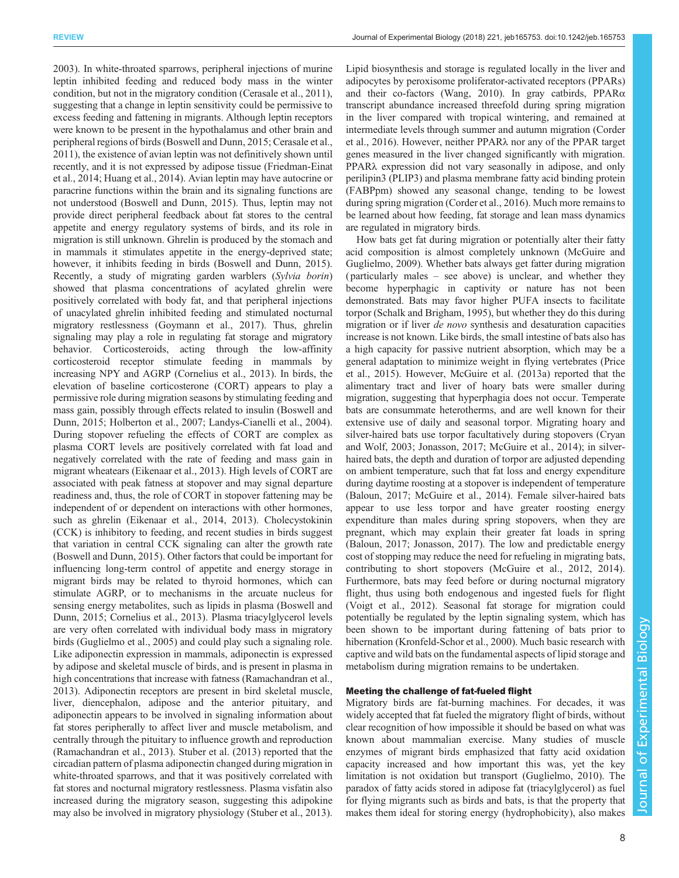2003). In white-throated sparrows, peripheral injections of murine leptin inhibited feeding and reduced body mass in the winter condition, but not in the migratory condition (Cerasale et al., 2011), suggesting that a change in leptin sensitivity could be permissive to excess feeding and fattening in migrants. Although leptin receptors were known to be present in the hypothalamus and other brain and peripheral regions of birds (Boswell and Dunn, 2015; Cerasale et al., 2011), the existence of avian leptin was not definitively shown until recently, and it is not expressed by adipose tissue (Friedman-Einat et al., 2014; Huang et al., 2014). Avian leptin may have autocrine or paracrine functions within the brain and its signaling functions are not understood (Boswell and Dunn, 2015). Thus, leptin may not provide direct peripheral feedback about fat stores to the central appetite and energy regulatory systems of birds, and its role in migration is still unknown. Ghrelin is produced by the stomach and in mammals it stimulates appetite in the energy-deprived state; however, it inhibits feeding in birds (Boswell and Dunn, 2015). Recently, a study of migrating garden warblers (*Sylvia borin*) showed that plasma concentrations of acylated ghrelin were positively correlated with body fat, and that peripheral injections of unacylated ghrelin inhibited feeding and stimulated nocturnal migratory restlessness (Goymann et al., 2017). Thus, ghrelin signaling may play a role in regulating fat storage and migratory behavior. Corticosteroids, acting through the low-affinity corticosteroid receptor stimulate feeding in mammals by increasing NPY and AGRP (Cornelius et al., 2013). In birds, the elevation of baseline corticosterone (CORT) appears to play a permissive role during migration seasons by stimulating feeding and mass gain, possibly through effects related to insulin (Boswell and Dunn, 2015; Holberton et al., 2007; Landys-Cianelli et al., 2004). During stopover refueling the effects of CORT are complex as plasma CORT levels are positively correlated with fat load and negatively correlated with the rate of feeding and mass gain in migrant wheatears (Eikenaar et al., 2013). High levels of CORT are associated with peak fatness at stopover and may signal departure readiness and, thus, the role of CORT in stopover fattening may be independent of or dependent on interactions with other hormones, such as ghrelin (Eikenaar et al., 2014, 2013). Cholecystokinin (CCK) is inhibitory to feeding, and recent studies in birds suggest that variation in central CCK signaling can alter the growth rate (Boswell and Dunn, 2015). Other factors that could be important for influencing long-term control of appetite and energy storage in migrant birds may be related to thyroid hormones, which can stimulate AGRP, or to mechanisms in the arcuate nucleus for sensing energy metabolites, such as lipids in plasma (Boswell and Dunn, 2015; Cornelius et al., 2013). Plasma triacylglycerol levels are very often correlated with individual body mass in migratory birds (Guglielmo et al., 2005) and could play such a signaling role. Like adiponectin expression in mammals, adiponectin is expressed by adipose and skeletal muscle of birds, and is present in plasma in high concentrations that increase with fatness (Ramachandran et al., 2013). Adiponectin receptors are present in bird skeletal muscle, liver, diencephalon, adipose and the anterior pituitary, and adiponectin appears to be involved in signaling information about fat stores peripherally to affect liver and muscle metabolism, and centrally through the pituitary to influence growth and reproduction (Ramachandran et al., 2013). Stuber et al. (2013) reported that the circadian pattern of plasma adiponectin changed during migration in white-throated sparrows, and that it was positively correlated with fat stores and nocturnal migratory restlessness. Plasma visfatin also increased during the migratory season, suggesting this adipokine may also be involved in migratory physiology (Stuber et al., 2013).

Lipid biosynthesis and storage is regulated locally in the liver and adipocytes by peroxisome proliferator-activated receptors (PPARs) and their co-factors (Wang, 2010). In gray catbirds, PPARα transcript abundance increased threefold during spring migration in the liver compared with tropical wintering, and remained at intermediate levels through summer and autumn migration (Corder et al., 2016). However, neither PPARλ nor any of the PPAR target genes measured in the liver changed significantly with migration. PPARλ expression did not vary seasonally in adipose, and only perilipin3 (PLIP3) and plasma membrane fatty acid binding protein (FABPpm) showed any seasonal change, tending to be lowest during spring migration (Corder et al., 2016). Much more remains to be learned about how feeding, fat storage and lean mass dynamics are regulated in migratory birds.

How bats get fat during migration or potentially alter their fatty acid composition is almost completely unknown (McGuire and Guglielmo, 2009). Whether bats always get fatter during migration (particularly males – see above) is unclear, and whether they become hyperphagic in captivity or nature has not been demonstrated. Bats may favor higher PUFA insects to facilitate torpor (Schalk and Brigham, 1995), but whether they do this during migration or if liver *de novo* synthesis and desaturation capacities increase is not known. Like birds, the small intestine of bats also has a high capacity for passive nutrient absorption, which may be a general adaptation to minimize weight in flying vertebrates (Price et al., 2015). However, McGuire et al. (2013a) reported that the alimentary tract and liver of hoary bats were smaller during migration, suggesting that hyperphagia does not occur. Temperate bats are consummate heterotherms, and are well known for their extensive use of daily and seasonal torpor. Migrating hoary and silver-haired bats use torpor facultatively during stopovers (Cryan and Wolf, 2003; Jonasson, 2017; McGuire et al., 2014); in silver-haired bats, the depth and duration of torpor are adjusted depending on ambient temperature, such that fat loss and energy expenditure during daytime roosting at a stopover is independent of temperature (Baloun, 2017; McGuire et al., 2014). Female silver-haired bats appear to use less torpor and have greater roosting energy expenditure than males during spring stopovers, when they are pregnant, which may explain their greater fat loads in spring (Baloun, 2017; Jonasson, 2017). The low and predictable energy cost of stopping may reduce the need for refueling in migrating bats, contributing to short stopovers (McGuire et al., 2012, 2014). Furthermore, bats may feed before or during nocturnal migratory flight, thus using both endogenous and ingested fuels for flight (Voigt et al., 2012). Seasonal fat storage for migration could potentially be regulated by the leptin signaling system, which has been shown to be important during fattening of bats prior to hibernation (Kronfeld-Schor et al., 2000). Much basic research with captive and wild bats on the fundamental aspects of lipid storage and metabolism during migration remains to be undertaken.

### Meeting the challenge of fat-fueled flight

Migratory birds are fat-burning machines. For decades, it was widely accepted that fat fueled the migratory flight of birds, without clear recognition of how impossible it should be based on what was known about mammalian exercise. Many studies of muscle enzymes of migrant birds emphasized that fatty acid oxidation capacity increased and how important this was, yet the key limitation is not oxidation but transport (Guglielmo, 2010). The paradox of fatty acids stored in adipose fat (triacylglycerol) as fuel for flying migrants such as birds and bats, is that the property that makes them ideal for storing energy (hydrophobicity), also makes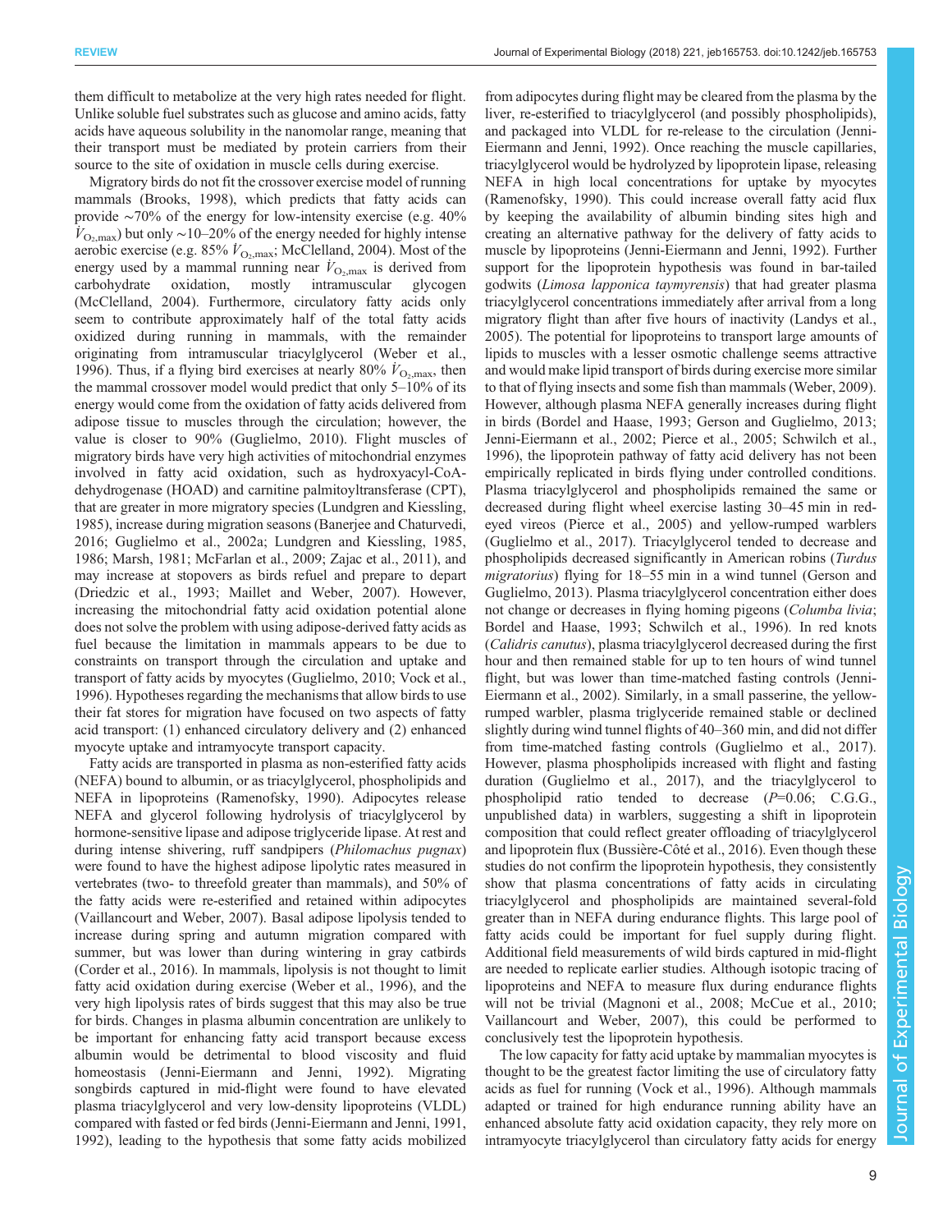them difficult to metabolize at the very high rates needed for flight. Unlike soluble fuel substrates such as glucose and amino acids, fatty acids have aqueous solubility in the nanomolar range, meaning that their transport must be mediated by protein carriers from their source to the site of oxidation in muscle cells during exercise.

Migratory birds do not fit the crossover exercise model of running mammals (Brooks, 1998), which predicts that fatty acids can provide ∼70% of the energy for low-intensity exercise (e.g. 40% $\dot{V}_{O_2,max}$) but only ∼10–20% of the energy needed for highly intense aerobic exercise (e.g. 85% $\dot{V}_{O_2,max}$; McClelland, 2004). Most of the energy used by a mammal running near $\dot{V}_{O_2,max}$ is derived from carbohydrate oxidation, mostly intramuscular glycogen (McClelland, 2004). Furthermore, circulatory fatty acids only seem to contribute approximately half of the total fatty acids oxidized during running in mammals, with the remainder originating from intramuscular triacylglycerol (Weber et al., 1996). Thus, if a flying bird exercises at nearly 80% $\dot{V}_{O_2,max}$, then the mammal crossover model would predict that only 5–10% of its energy would come from the oxidation of fatty acids delivered from adipose tissue to muscles through the circulation; however, the value is closer to 90% (Guglielmo, 2010). Flight muscles of migratory birds have very high activities of mitochondrial enzymes involved in fatty acid oxidation, such as hydroxyacyl-CoA-dehydrogenase (HOAD) and carnitine palmitoyltransferase (CPT), that are greater in more migratory species (Lundgren and Kiessling, 1985), increase during migration seasons (Banerjee and Chaturvedi, 2016; Guglielmo et al., 2002a; Lundgren and Kiessling, 1985, 1986; Marsh, 1981; McFarlan et al., 2009; Zajac et al., 2011), and may increase at stopovers as birds refuel and prepare to depart (Driedzic et al., 1993; Maillet and Weber, 2007). However, increasing the mitochondrial fatty acid oxidation potential alone does not solve the problem with using adipose-derived fatty acids as fuel because the limitation in mammals appears to be due to constraints on transport through the circulation and uptake and transport of fatty acids by myocytes (Guglielmo, 2010; Vock et al., 1996). Hypotheses regarding the mechanisms that allow birds to use their fat stores for migration have focused on two aspects of fatty acid transport: (1) enhanced circulatory delivery and (2) enhanced myocyte uptake and intramyocyte transport capacity.

Fatty acids are transported in plasma as non-esterified fatty acids (NEFA) bound to albumin, or as triacylglycerol, phospholipids and NEFA in lipoproteins (Ramenofsky, 1990). Adipocytes release NEFA and glycerol following hydrolysis of triacylglycerol by hormone-sensitive lipase and adipose triglyceride lipase. At rest and during intense shivering, ruff sandpipers (*Philomachus pugnax*) were found to have the highest adipose lipolytic rates measured in vertebrates (two- to threefold greater than mammals), and 50% of the fatty acids were re-esterified and retained within adipocytes (Vaillancourt and Weber, 2007). Basal adipose lipolysis tended to increase during spring and autumn migration compared with summer, but was lower than during wintering in gray catbirds (Corder et al., 2016). In mammals, lipolysis is not thought to limit fatty acid oxidation during exercise (Weber et al., 1996), and the very high lipolysis rates of birds suggest that this may also be true for birds. Changes in plasma albumin concentration are unlikely to be important for enhancing fatty acid transport because excess albumin would be detrimental to blood viscosity and fluid homeostasis (Jenni-Eiermann and Jenni, 1992). Migrating songbirds captured in mid-flight were found to have elevated plasma triacylglycerol and very low-density lipoproteins (VLDL) compared with fasted or fed birds (Jenni-Eiermann and Jenni, 1991, 1992), leading to the hypothesis that some fatty acids mobilized from adipocytes during flight may be cleared from the plasma by the liver, re-esterified to triacylglycerol (and possibly phospholipids), and packaged into VLDL for re-release to the circulation (Jenni-Eiermann and Jenni, 1992). Once reaching the muscle capillaries, triacylglycerol would be hydrolyzed by lipoprotein lipase, releasing NEFA in high local concentrations for uptake by myocytes (Ramenofsky, 1990). This could increase overall fatty acid flux by keeping the availability of albumin binding sites high and creating an alternative pathway for the delivery of fatty acids to muscle by lipoproteins (Jenni-Eiermann and Jenni, 1992). Further support for the lipoprotein hypothesis was found in bar-tailed godwits (*Limosa lapponica taymyrensis*) that had greater plasma triacylglycerol concentrations immediately after arrival from a long migratory flight than after five hours of inactivity (Landys et al., 2005). The potential for lipoproteins to transport large amounts of lipids to muscles with a lesser osmotic challenge seems attractive and would make lipid transport of birds during exercise more similar to that of flying insects and some fish than mammals (Weber, 2009). However, although plasma NEFA generally increases during flight in birds (Bordel and Haase, 1993; Gerson and Guglielmo, 2013; Jenni-Eiermann et al., 2002; Pierce et al., 2005; Schwilch et al., 1996), the lipoprotein pathway of fatty acid delivery has not been empirically replicated in birds flying under controlled conditions. Plasma triacylglycerol and phospholipids remained the same or decreased during flight wheel exercise lasting 30–45 min in red-eyed vireos (Pierce et al., 2005) and yellow-rumped warblers (Guglielmo et al., 2017). Triacylglycerol tended to decrease and phospholipids decreased significantly in American robins (*Turdus migratorius*) flying for 18–55 min in a wind tunnel (Gerson and Guglielmo, 2013). Plasma triacylglycerol concentration either does not change or decreases in flying homing pigeons (*Columba livia*; Bordel and Haase, 1993; Schwilch et al., 1996). In red knots (*Calidris canutus*), plasma triacylglycerol decreased during the first hour and then remained stable for up to ten hours of wind tunnel flight, but was lower than time-matched fasting controls (Jenni-Eiermann et al., 2002). Similarly, in a small passerine, the yellow-rumped warbler, plasma triglyceride remained stable or declined slightly during wind tunnel flights of 40–360 min, and did not differ from time-matched fasting controls (Guglielmo et al., 2017). However, plasma phospholipids increased with flight and fasting duration (Guglielmo et al., 2017), and the triacylglycerol to phospholipid ratio tended to decrease ($P$=0.06; C.G.G., unpublished data) in warblers, suggesting a shift in lipoprotein composition that could reflect greater offloading of triacylglycerol and lipoprotein flux (Bussière-Côté et al., 2016). Even though these studies do not confirm the lipoprotein hypothesis, they consistently show that plasma concentrations of fatty acids in circulating triacylglycerol and phospholipids are maintained several-fold greater than in NEFA during endurance flights. This large pool of fatty acids could be important for fuel supply during flight. Additional field measurements of wild birds captured in mid-flight are needed to replicate earlier studies. Although isotopic tracing of lipoproteins and NEFA to measure flux during endurance flights will not be trivial (Magnoni et al., 2008; McCue et al., 2010; Vaillancourt and Weber, 2007), this could be performed to conclusively test the lipoprotein hypothesis.

The low capacity for fatty acid uptake by mammalian myocytes is thought to be the greatest factor limiting the use of circulatory fatty acids as fuel for running (Vock et al., 1996). Although mammals adapted or trained for high endurance running ability have an enhanced absolute fatty acid oxidation capacity, they rely more on intramyocyte triacylglycerol than circulatory fatty acids for energy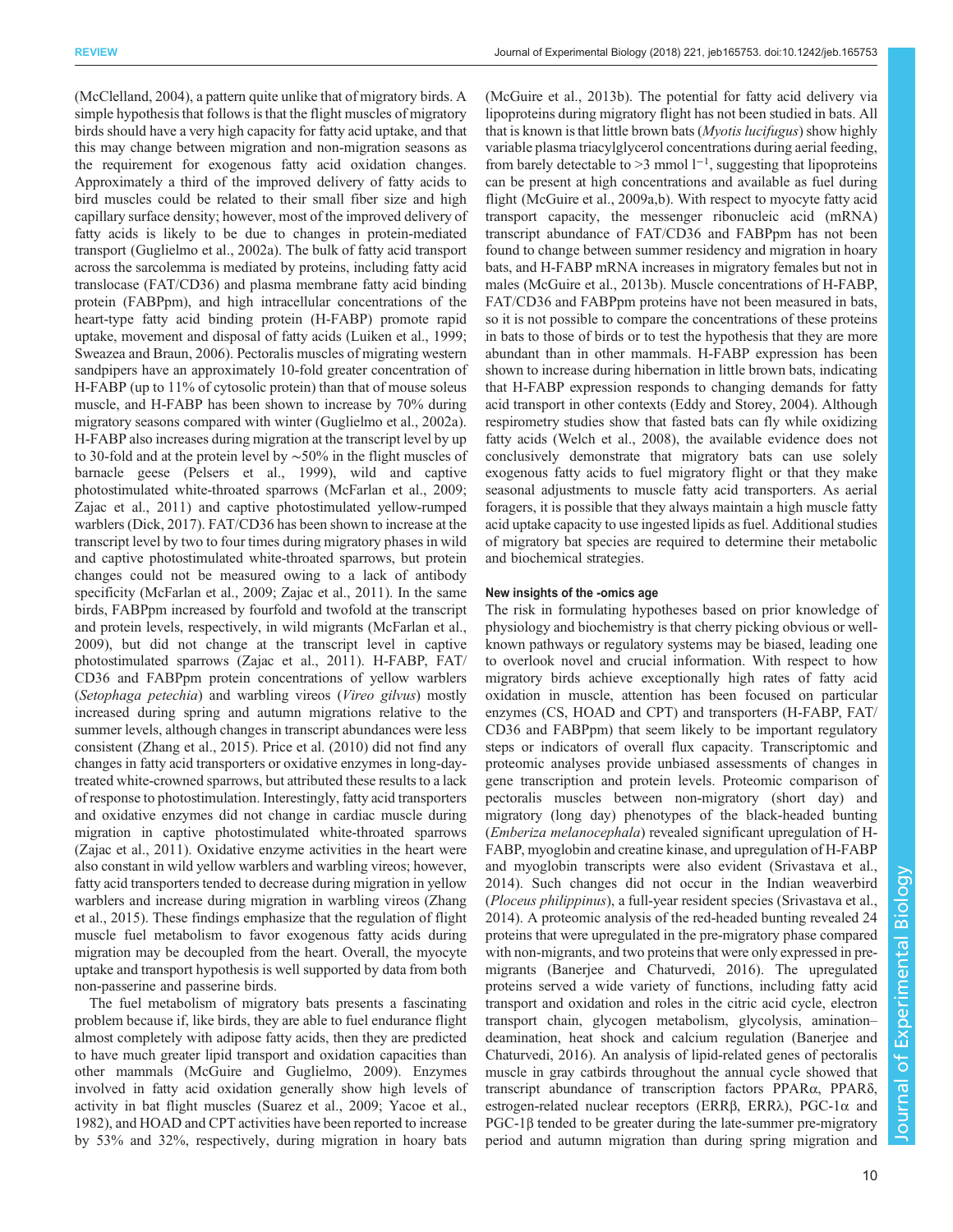(McClelland, 2004), a pattern quite unlike that of migratory birds. A simple hypothesis that follows is that the flight muscles of migratory birds should have a very high capacity for fatty acid uptake, and that this may change between migration and non-migration seasons as the requirement for exogenous fatty acid oxidation changes. Approximately a third of the improved delivery of fatty acids to bird muscles could be related to their small fiber size and high capillary surface density; however, most of the improved delivery of fatty acids is likely to be due to changes in protein-mediated transport (Guglielmo et al., 2002a). The bulk of fatty acid transport across the sarcolemma is mediated by proteins, including fatty acid translocase (FAT/CD36) and plasma membrane fatty acid binding protein (FABPpm), and high intracellular concentrations of the heart-type fatty acid binding protein (H-FABP) promote rapid uptake, movement and disposal of fatty acids (Luiken et al., 1999; Sweazea and Braun, 2006). Pectoralis muscles of migrating western sandpipers have an approximately 10-fold greater concentration of H-FABP (up to 11% of cytosolic protein) than that of mouse soleus muscle, and H-FABP has been shown to increase by 70% during migratory seasons compared with winter (Guglielmo et al., 2002a). H-FABP also increases during migration at the transcript level by up to 30-fold and at the protein level by ∼50% in the flight muscles of barnacle geese (Pelsers et al., 1999), wild and captive photostimulated white-throated sparrows (McFarlan et al., 2009; Zajac et al., 2011) and captive photostimulated yellow-rumped warblers (Dick, 2017). FAT/CD36 has been shown to increase at the transcript level by two to four times during migratory phases in wild and captive photostimulated white-throated sparrows, but protein changes could not be measured owing to a lack of antibody specificity (McFarlan et al., 2009; Zajac et al., 2011). In the same birds, FABPpm increased by fourfold and twofold at the transcript and protein levels, respectively, in wild migrants (McFarlan et al., 2009), but did not change at the transcript level in captive photostimulated sparrows (Zajac et al., 2011). H-FABP, FAT/CD36 and FABPpm protein concentrations of yellow warblers (*Setophaga petechia*) and warbling vireos (*Vireo gilvus*) mostly increased during spring and autumn migrations relative to the summer levels, although changes in transcript abundances were less consistent (Zhang et al., 2015). Price et al. (2010) did not find any changes in fatty acid transporters or oxidative enzymes in long-day-treated white-crowned sparrows, but attributed these results to a lack of response to photostimulation. Interestingly, fatty acid transporters and oxidative enzymes did not change in cardiac muscle during migration in captive photostimulated white-throated sparrows (Zajac et al., 2011). Oxidative enzyme activities in the heart were also constant in wild yellow warblers and warbling vireos; however, fatty acid transporters tended to decrease during migration in yellow warblers and increase during migration in warbling vireos (Zhang et al., 2015). These findings emphasize that the regulation of flight muscle fuel metabolism to favor exogenous fatty acids during migration may be decoupled from the heart. Overall, the myocyte uptake and transport hypothesis is well supported by data from both non-passerine and passerine birds.

The fuel metabolism of migratory bats presents a fascinating problem because if, like birds, they are able to fuel endurance flight almost completely with adipose fatty acids, then they are predicted to have much greater lipid transport and oxidation capacities than other mammals (McGuire and Guglielmo, 2009). Enzymes involved in fatty acid oxidation generally show high levels of activity in bat flight muscles (Suarez et al., 2009; Yacoe et al., 1982), and HOAD and CPT activities have been reported to increase by 53% and 32%, respectively, during migration in hoary bats (McGuire et al., 2013b). The potential for fatty acid delivery via lipoproteins during migratory flight has not been studied in bats. All that is known is that little brown bats (*Myotis lucifugus*) show highly variable plasma triacylglycerol concentrations during aerial feeding, from barely detectable to >3 mmol $l^{-1}$, suggesting that lipoproteins can be present at high concentrations and available as fuel during flight (McGuire et al., 2009a,b). With respect to myocyte fatty acid transport capacity, the messenger ribonucleic acid (mRNA) transcript abundance of FAT/CD36 and FABPpm has not been found to change between summer residency and migration in hoary bats, and H-FABP mRNA increases in migratory females but not in males (McGuire et al., 2013b). Muscle concentrations of H-FABP, FAT/CD36 and FABPpm proteins have not been measured in bats, so it is not possible to compare the concentrations of these proteins in bats to those of birds or to test the hypothesis that they are more abundant than in other mammals. H-FABP expression has been shown to increase during hibernation in little brown bats, indicating that H-FABP expression responds to changing demands for fatty acid transport in other contexts (Eddy and Storey, 2004). Although respirometry studies show that fasted bats can fly while oxidizing fatty acids (Welch et al., 2008), the available evidence does not conclusively demonstrate that migratory bats can use solely exogenous fatty acids to fuel migratory flight or that they make seasonal adjustments to muscle fatty acid transporters. As aerial foragers, it is possible that they always maintain a high muscle fatty acid uptake capacity to use ingested lipids as fuel. Additional studies of migratory bat species are required to determine their metabolic and biochemical strategies.

#### New insights of the -omics age

The risk in formulating hypotheses based on prior knowledge of physiology and biochemistry is that cherry picking obvious or well-known pathways or regulatory systems may be biased, leading one to overlook novel and crucial information. With respect to how migratory birds achieve exceptionally high rates of fatty acid oxidation in muscle, attention has been focused on particular enzymes (CS, HOAD and CPT) and transporters (H-FABP, FAT/CD36 and FABPpm) that seem likely to be important regulatory steps or indicators of overall flux capacity. Transcriptomic and proteomic analyses provide unbiased assessments of changes in gene transcription and protein levels. Proteomic comparison of pectoralis muscles between non-migratory (short day) and migratory (long day) phenotypes of the black-headed bunting (*Emberiza melanocephala*) revealed significant upregulation of H-FABP, myoglobin and creatine kinase, and upregulation of H-FABP and myoglobin transcripts were also evident (Srivastava et al., 2014). Such changes did not occur in the Indian weaverbird (*Ploceus philippinus*), a full-year resident species (Srivastava et al., 2014). A proteomic analysis of the red-headed bunting revealed 24 proteins that were upregulated in the pre-migratory phase compared with non-migrants, and two proteins that were only expressed in pre-migrants (Banerjee and Chaturvedi, 2016). The upregulated proteins served a wide variety of functions, including fatty acid transport and oxidation and roles in the citric acid cycle, electron transport chain, glycogen metabolism, glycolysis, amination–deamination, heat shock and calcium regulation (Banerjee and Chaturvedi, 2016). An analysis of lipid-related genes of pectoralis muscle in gray catbirds throughout the annual cycle showed that transcript abundance of transcription factors PPARα, PPARδ, estrogen-related nuclear receptors (ERRβ, ERRλ), PGC-1α and PGC-1β tended to be greater during the late-summer pre-migratory period and autumn migration than during spring migration and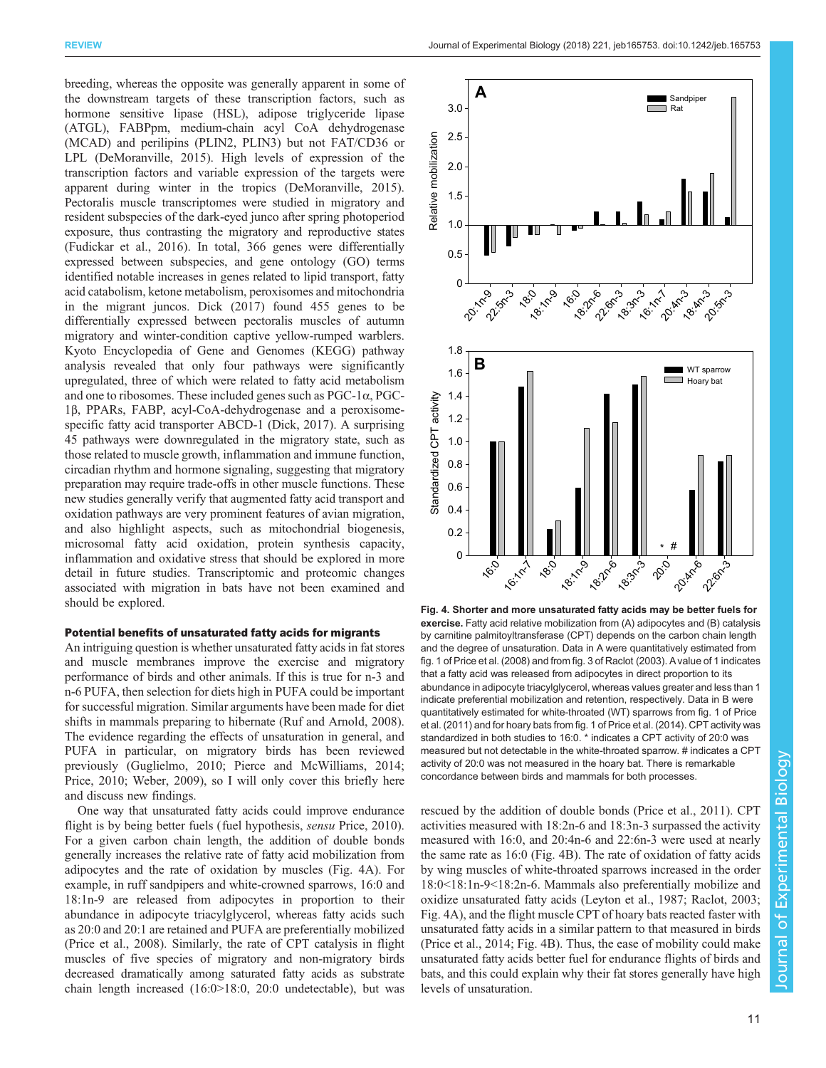breeding, whereas the opposite was generally apparent in some of the downstream targets of these transcription factors, such as hormone sensitive lipase (HSL), adipose triglyceride lipase (ATGL), FABPpm, medium-chain acyl CoA dehydrogenase (MCAD) and perilipins (PLIN2, PLIN3) but not FAT/CD36 or LPL (DeMoranville, 2015). High levels of expression of the transcription factors and variable expression of the targets were apparent during winter in the tropics (DeMoranville, 2015). Pectoralis muscle transcriptomes were studied in migratory and resident subspecies of the dark-eyed junco after spring photoperiod exposure, thus contrasting the migratory and reproductive states (Fudickar et al., 2016). In total, 366 genes were differentially expressed between subspecies, and gene ontology (GO) terms identified notable increases in genes related to lipid transport, fatty acid catabolism, ketone metabolism, peroxisomes and mitochondria in the migrant juncos. Dick (2017) found 455 genes to be differentially expressed between pectoralis muscles of autumn migratory and winter-condition captive yellow-rumped warblers. Kyoto Encyclopedia of Gene and Genomes (KEGG) pathway analysis revealed that only four pathways were significantly upregulated, three of which were related to fatty acid metabolism and one to ribosomes. These included genes such as PGC-1α, PGC-1β, PPARs, FABP, acyl-CoA-dehydrogenase and a peroxisome-specific fatty acid transporter ABCD-1 (Dick, 2017). A surprising 45 pathways were downregulated in the migratory state, such as those related to muscle growth, inflammation and immune function, circadian rhythm and hormone signaling, suggesting that migratory preparation may require trade-offs in other muscle functions. These new studies generally verify that augmented fatty acid transport and oxidation pathways are very prominent features of avian migration, and also highlight aspects, such as mitochondrial biogenesis, microsomal fatty acid oxidation, protein synthesis capacity, inflammation and oxidative stress that should be explored in more detail in future studies. Transcriptomic and proteomic changes associated with migration in bats have not been examined and should be explored.

### Potential benefits of unsaturated fatty acids for migrants

An intriguing question is whether unsaturated fatty acids in fat stores and muscle membranes improve the exercise and migratory performance of birds and other animals. If this is true for n-3 and n-6 PUFA, then selection for diets high in PUFA could be important for successful migration. Similar arguments have been made for diet shifts in mammals preparing to hibernate (Ruf and Arnold, 2008). The evidence regarding the effects of unsaturation in general, and PUFA in particular, on migratory birds has been reviewed previously (Guglielmo, 2010; Pierce and McWilliams, 2014; Price, 2010; Weber, 2009), so I will only cover this briefly here and discuss new findings.

One way that unsaturated fatty acids could improve endurance flight is by being better fuels (fuel hypothesis, *sensu* Price, 2010). For a given carbon chain length, the addition of double bonds generally increases the relative rate of fatty acid mobilization from adipocytes and the rate of oxidation by muscles (Fig. 4A). For example, in ruff sandpipers and white-crowned sparrows, 16:0 and 18:1n-9 are released from adipocytes in proportion to their abundance in adipocyte triacylglycerol, whereas fatty acids such as 20:0 and 20:1 are retained and PUFA are preferentially mobilized (Price et al., 2008). Similarly, the rate of CPT catalysis in flight muscles of five species of migratory and non-migratory birds decreased dramatically among saturated fatty acids as substrate chain length increased (16:0>18:0, 20:0 undetectable), but was rescued by the addition of double bonds (Price et al., 2011). CPT activities measured with 18:2n-6 and 18:3n-3 surpassed the activity measured with 16:0, and 20:4n-6 and 22:6n-3 were used at nearly the same rate as 16:0 (Fig. 4B). The rate of oxidation of fatty acids by wing muscles of white-throated sparrows increased in the order 18:0<18:1n-9<18:2n-6. Mammals also preferentially mobilize and oxidize unsaturated fatty acids (Leyton et al., 1987; Raclot, 2003; Fig. 4A), and the flight muscle CPT of hoary bats reacted faster with unsaturated fatty acids in a similar pattern to that measured in birds (Price et al., 2014; Fig. 4B). Thus, the ease of mobility could make unsaturated fatty acids better fuel for endurance flights of birds and bats, and this could explain why their fat stores generally have high levels of unsaturation.

**Fig. 4. Shorter and more unsaturated fatty acids may be better fuels for exercise.** Fatty acid relative mobilization from (A) adipocytes and (B) catalysis by carnitine palmitoyltransferase (CPT) depends on the carbon chain length and the degree of unsaturation. Data in A were quantitatively estimated from fig. 1 of Price et al. (2008) and from fig. 3 of Raclot (2003). A value of 1 indicates that a fatty acid was released from adipocytes in direct proportion to its abundance in adipocyte triacylglycerol, whereas values greater and less than 1 indicate preferential mobilization and retention, respectively. Data in B were quantitatively estimated for white-throated (WT) sparrows from fig. 1 of Price et al. (2011) and for hoary bats from fig. 1 of Price et al. (2014). CPT activity was standardized in both studies to 16:0. * indicates a CPT activity of 20:0 was measured but not detectable in the white-throated sparrow. # indicates a CPT activity of 20:0 was not measured in the hoary bat. There is remarkable concordance between birds and mammals for both processes.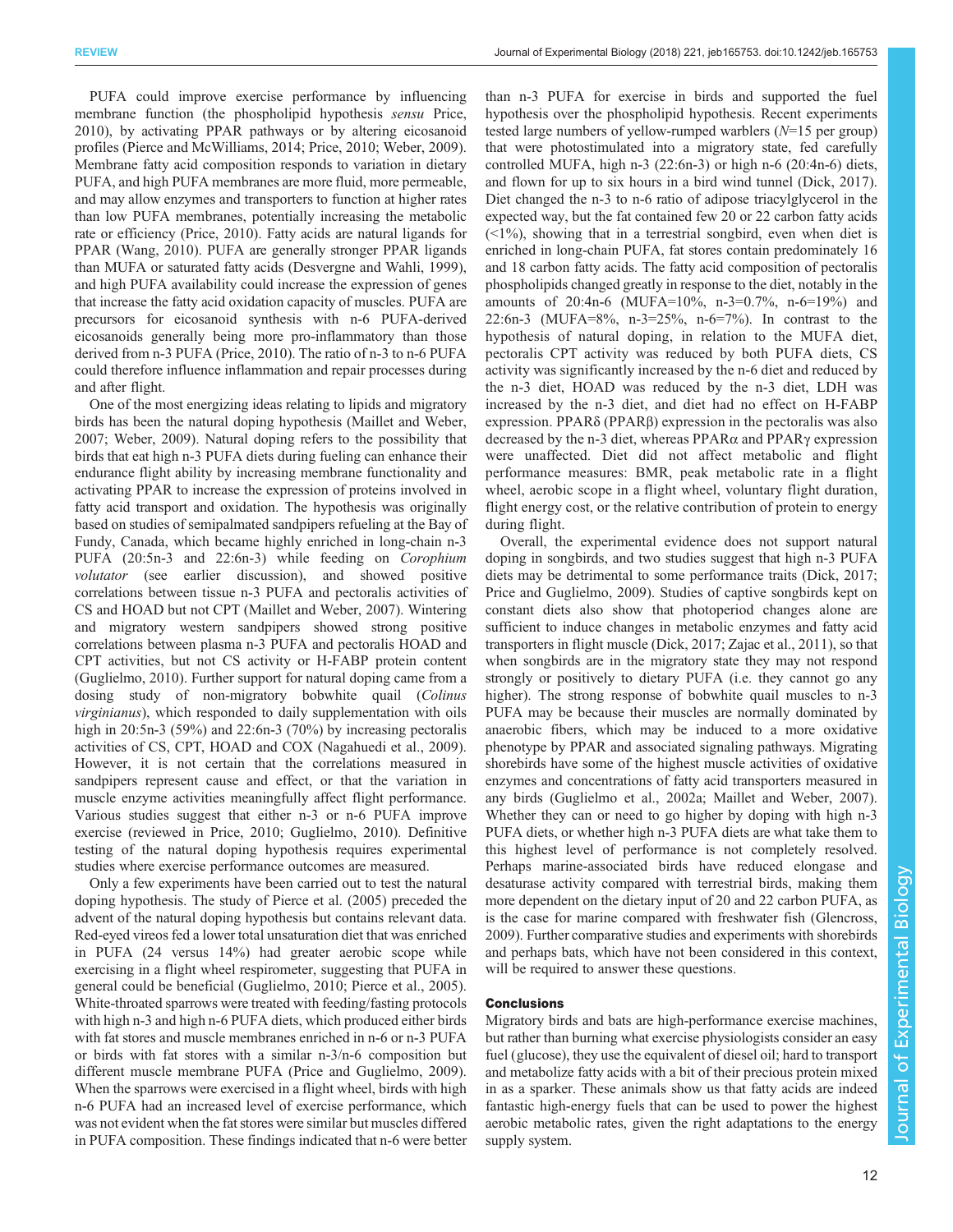PUFA could improve exercise performance by influencing membrane function (the phospholipid hypothesis *sensu* Price, 2010), by activating PPAR pathways or by altering eicosanoid profiles (Pierce and McWilliams, 2014; Price, 2010; Weber, 2009). Membrane fatty acid composition responds to variation in dietary PUFA, and high PUFA membranes are more fluid, more permeable, and may allow enzymes and transporters to function at higher rates than low PUFA membranes, potentially increasing the metabolic rate or efficiency (Price, 2010). Fatty acids are natural ligands for PPAR (Wang, 2010). PUFA are generally stronger PPAR ligands than MUFA or saturated fatty acids (Desvergne and Wahli, 1999), and high PUFA availability could increase the expression of genes that increase the fatty acid oxidation capacity of muscles. PUFA are precursors for eicosanoid synthesis with n-6 PUFA-derived eicosanoids generally being more pro-inflammatory than those derived from n-3 PUFA (Price, 2010). The ratio of n-3 to n-6 PUFA could therefore influence inflammation and repair processes during and after flight.

One of the most energizing ideas relating to lipids and migratory birds has been the natural doping hypothesis (Maillet and Weber, 2007; Weber, 2009). Natural doping refers to the possibility that birds that eat high n-3 PUFA diets during fueling can enhance their endurance flight ability by increasing membrane functionality and activating PPAR to increase the expression of proteins involved in fatty acid transport and oxidation. The hypothesis was originally based on studies of semipalmated sandpipers refueling at the Bay of Fundy, Canada, which became highly enriched in long-chain n-3 PUFA (20:5n-3 and 22:6n-3) while feeding on *Corophium volutator* (see earlier discussion), and showed positive correlations between tissue n-3 PUFA and pectoralis activities of CS and HOAD but not CPT (Maillet and Weber, 2007). Wintering and migratory western sandpipers showed strong positive correlations between plasma n-3 PUFA and pectoralis HOAD and CPT activities, but not CS activity or H-FABP protein content (Guglielmo, 2010). Further support for natural doping came from a dosing study of non-migratory bobwhite quail (*Colinus virginianus*), which responded to daily supplementation with oils high in 20:5n-3 (59%) and 22:6n-3 (70%) by increasing pectoralis activities of CS, CPT, HOAD and COX (Nagahuedi et al., 2009). However, it is not certain that the correlations measured in sandpipers represent cause and effect, or that the variation in muscle enzyme activities meaningfully affect flight performance. Various studies suggest that either n-3 or n-6 PUFA improve exercise (reviewed in Price, 2010; Guglielmo, 2010). Definitive testing of the natural doping hypothesis requires experimental studies where exercise performance outcomes are measured.

Only a few experiments have been carried out to test the natural doping hypothesis. The study of Pierce et al. (2005) preceded the advent of the natural doping hypothesis but contains relevant data. Red-eyed vireos fed a lower total unsaturation diet that was enriched in PUFA (24 versus 14%) had greater aerobic scope while exercising in a flight wheel respirometer, suggesting that PUFA in general could be beneficial (Guglielmo, 2010; Pierce et al., 2005). White-throated sparrows were treated with feeding/fasting protocols with high n-3 and high n-6 PUFA diets, which produced either birds with fat stores and muscle membranes enriched in n-6 or n-3 PUFA or birds with fat stores with a similar n-3/n-6 composition but different muscle membrane PUFA (Price and Guglielmo, 2009). When the sparrows were exercised in a flight wheel, birds with high n-6 PUFA had an increased level of exercise performance, which was not evident when the fat stores were similar but muscles differed in PUFA composition. These findings indicated that n-6 were better than n-3 PUFA for exercise in birds and supported the fuel hypothesis over the phospholipid hypothesis. Recent experiments tested large numbers of yellow-rumped warblers ($N$=15 per group) that were photostimulated into a migratory state, fed carefully controlled MUFA, high n-3 (22:6n-3) or high n-6 (20:4n-6) diets, and flown for up to six hours in a bird wind tunnel (Dick, 2017). Diet changed the n-3 to n-6 ratio of adipose triacylglycerol in the expected way, but the fat contained few 20 or 22 carbon fatty acids (<1%), showing that in a terrestrial songbird, even when diet is enriched in long-chain PUFA, fat stores contain predominately 16 and 18 carbon fatty acids. The fatty acid composition of pectoralis phospholipids changed greatly in response to the diet, notably in the amounts of 20:4n-6 (MUFA=10%, n-3=0.7%, n-6=19%) and 22:6n-3 (MUFA=8%, n-3=25%, n-6=7%). In contrast to the hypothesis of natural doping, in relation to the MUFA diet, pectoralis CPT activity was reduced by both PUFA diets, CS activity was significantly increased by the n-6 diet and reduced by the n-3 diet, HOAD was reduced by the n-3 diet, LDH was increased by the n-3 diet, and diet had no effect on H-FABP expression. PPARδ (PPARβ) expression in the pectoralis was also decreased by the n-3 diet, whereas PPARα and PPARγ expression were unaffected. Diet did not affect metabolic and flight performance measures: BMR, peak metabolic rate in a flight wheel, aerobic scope in a flight wheel, voluntary flight duration, flight energy cost, or the relative contribution of protein to energy during flight.

Overall, the experimental evidence does not support natural doping in songbirds, and two studies suggest that high n-3 PUFA diets may be detrimental to some performance traits (Dick, 2017; Price and Guglielmo, 2009). Studies of captive songbirds kept on constant diets also show that photoperiod changes alone are sufficient to induce changes in metabolic enzymes and fatty acid transporters in flight muscle (Dick, 2017; Zajac et al., 2011), so that when songbirds are in the migratory state they may not respond strongly or positively to dietary PUFA (i.e. they cannot go any higher). The strong response of bobwhite quail muscles to n-3 PUFA may be because their muscles are normally dominated by anaerobic fibers, which may be induced to a more oxidative phenotype by PPAR and associated signaling pathways. Migrating shorebirds have some of the highest muscle activities of oxidative enzymes and concentrations of fatty acid transporters measured in any birds (Guglielmo et al., 2002a; Maillet and Weber, 2007). Whether they can or need to go higher by doping with high n-3 PUFA diets, or whether high n-3 PUFA diets are what take them to this highest level of performance is not completely resolved. Perhaps marine-associated birds have reduced elongase and desaturase activity compared with terrestrial birds, making them more dependent on the dietary input of 20 and 22 carbon PUFA, as is the case for marine compared with freshwater fish (Glencross, 2009). Further comparative studies and experiments with shorebirds and perhaps bats, which have not been considered in this context, will be required to answer these questions.

## Conclusions

Migratory birds and bats are high-performance exercise machines, but rather than burning what exercise physiologists consider an easy fuel (glucose), they use the equivalent of diesel oil; hard to transport and metabolize fatty acids with a bit of their precious protein mixed in as a sparker. These animals show us that fatty acids are indeed fantastic high-energy fuels that can be used to power the highest aerobic metabolic rates, given the right adaptations to the energy supply system.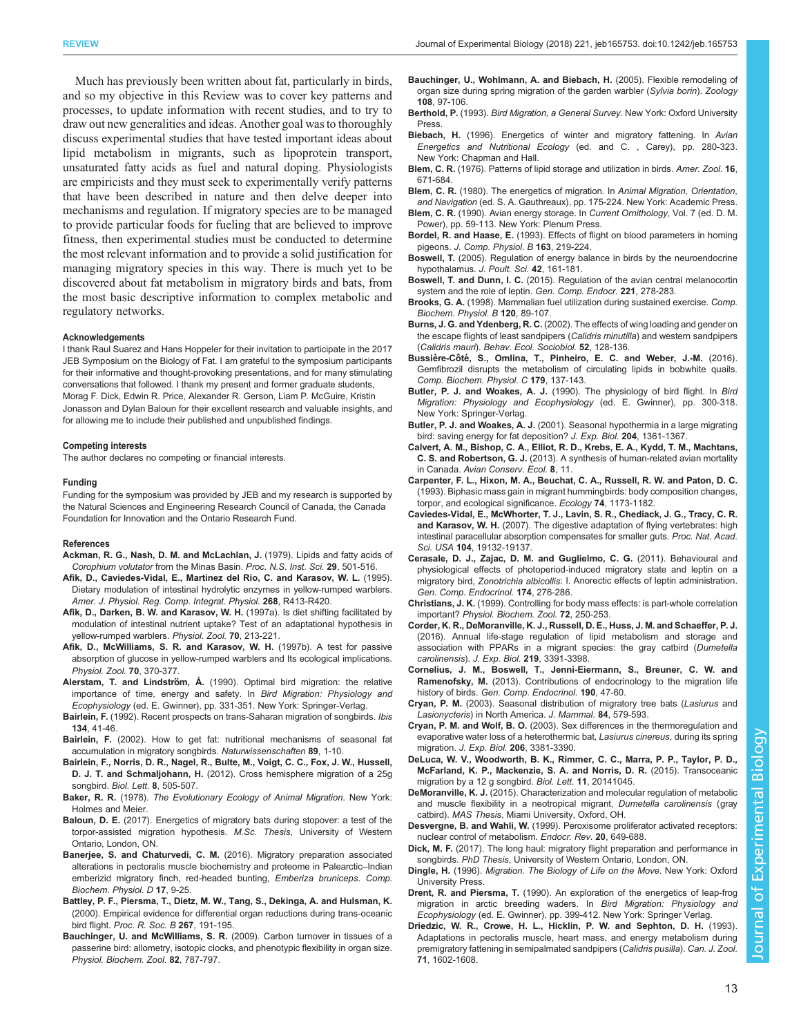Much has previously been written about fat, particularly in birds, and so my objective in this Review was to cover key patterns and processes, to update information with recent studies, and to try to draw out new generalities and ideas. Another goal was to thoroughly discuss experimental studies that have tested important ideas about lipid metabolism in migrants, such as lipoprotein transport, unsaturated fatty acids as fuel and natural doping. Physiologists are empiricists and they must seek to experimentally verify patterns that have been described in nature and then delve deeper into mechanisms and regulation. If migratory species are to be managed to provide particular foods for fueling that are believed to improve fitness, then experimental studies must be conducted to determine the most relevant information and to provide a solid justification for managing migratory species in this way. There is much yet to be discovered about fat metabolism in migratory birds and bats, from the most basic descriptive information to complex metabolic and regulatory networks.

#### Acknowledgements

I thank Raul Suarez and Hans Hoppeler for their invitation to participate in the 2017 JEB Symposium on the Biology of Fat. I am grateful to the symposium participants for their informative and thought-provoking presentations, and for many stimulating conversations that followed. I thank my present and former graduate students, Morag F. Dick, Edwin R. Price, Alexander R. Gerson, Liam P. McGuire, Kristin Jonasson and Dylan Baloun for their excellent research and valuable insights, and for allowing me to include their published and unpublished findings.

#### Competing interests

The author declares no competing or financial interests.

#### Funding

Funding for the symposium was provided by JEB and my research is supported by the Natural Sciences and Engineering Research Council of Canada, the Canada Foundation for Innovation and the Ontario Research Fund.

#### References

**Ackman, R. G., Nash, D. M. and McLachlan, J.** (1979). Lipids and fatty acids of *Corophium volutator* from the Minas Basin. *Proc. N.S. Inst. Sci.* **29**, 501-516.

**Afik, D., Caviedes-Vidal, E., Martinez del Rio, C. and Karasov, W. L.** (1995). Dietary modulation of intestinal hydrolytic enzymes in yellow-rumped warblers. *Amer. J. Physiol. Reg. Comp. Integrat. Physiol.* **268**, R413-R420.

**Afik, D., Darken, B. W. and Karasov, W. H.** (1997a). Is diet shifting facilitated by modulation of intestinal nutrient uptake? Test of an adaptational hypothesis in yellow-rumped warblers. *Physiol. Zool.* **70**, 213-221.

**Afik, D., McWilliams, S. R. and Karasov, W. H.** (1997b). A test for passive absorption of glucose in yellow-rumped warblers and Its ecological implications. *Physiol. Zool.* **70**, 370-377.

**Alerstam, T. and Lindström, Å.** (1990). Optimal bird migration: the relative importance of time, energy and safety. In *Bird Migration: Physiology and Ecophysiology* (ed. E. Gwinner), pp. 331-351. New York: Springer-Verlag.

**Bairlein, F.** (1992). Recent prospects on trans-Saharan migration of songbirds. *Ibis* **134**, 41-46.

**Bairlein, F.** (2002). How to get fat: nutritional mechanisms of seasonal fat accumulation in migratory songbirds. *Naturwissenschaften* **89**, 1-10.

**Bairlein, F., Norris, D. R., Nagel, R., Bulte, M., Voigt, C. C., Fox, J. W., Hussell, D. J. T. and Schmaljohann, H.** (2012). Cross hemisphere migration of a 25g songbird. *Biol. Lett.* **8**, 505-507.

**Baker, R. R.** (1978). *The Evolutionary Ecology of Animal Migration*. New York: Holmes and Meier.

**Baloun, D. E.** (2017). Energetics of migratory bats during stopover: a test of the torpor-assisted migration hypothesis. *M.Sc. Thesis*, University of Western Ontario, London, ON.

**Banerjee, S. and Chaturvedi, C. M.** (2016). Migratory preparation associated alterations in pectoralis muscle biochemistry and proteome in Palearctic–Indian emberizid migratory finch, red-headed bunting, *Emberiza bruniceps*. *Comp. Biochem. Physiol. D* **17**, 9-25.

**Battley, P. F., Piersma, T., Dietz, M. W., Tang, S., Dekinga, A. and Hulsman, K.** (2000). Empirical evidence for differential organ reductions during trans-oceanic bird flight. *Proc. R. Soc. B* **267**, 191-195.

**Bauchinger, U. and McWilliams, S. R.** (2009). Carbon turnover in tissues of a passerine bird: allometry, isotopic clocks, and phenotypic flexibility in organ size. *Physiol. Biochem. Zool.* **82**, 787-797.

**Bauchinger, U., Wohlmann, A. and Biebach, H.** (2005). Flexible remodeling of organ size during spring migration of the garden warbler (*Sylvia borin*). *Zoology* **108**, 97-106.

**Berthold, P.** (1993). *Bird Migration, a General Survey*. New York: Oxford University Press.

**Biebach, H.** (1996). Energetics of winter and migratory fattening. In *Avian Energetics and Nutritional Ecology* (ed. and C. , Carey), pp. 280-323. New York: Chapman and Hall.

**Blem, C. R.** (1976). Patterns of lipid storage and utilization in birds. *Amer. Zool.* **16**, 671-684.

**Blem, C. R.** (1980). The energetics of migration. In *Animal Migration, Orientation, and Navigation* (ed. S. A. Gauthreaux), pp. 175-224. New York: Academic Press.

**Blem, C. R.** (1990). Avian energy storage. In *Current Ornithology*, Vol. 7 (ed. D. M. Power), pp. 59-113. New York: Plenum Press.

**Bordel, R. and Haase, E.** (1993). Effects of flight on blood parameters in homing pigeons. *J. Comp. Physiol. B* **163**, 219-224.

**Boswell, T.** (2005). Regulation of energy balance in birds by the neuroendocrine hypothalamus. *J. Poult. Sci.* **42**, 161-181.

**Boswell, T. and Dunn, I. C.** (2015). Regulation of the avian central melanocortin system and the role of leptin. *Gen. Comp. Endocr.* **221**, 278-283.

**Brooks, G. A.** (1998). Mammalian fuel utilization during sustained exercise. *Comp. Biochem. Physiol. B* **120**, 89-107.

**Burns, J. G. and Ydenberg, R. C.** (2002). The effects of wing loading and gender on the escape flights of least sandpipers (*Calidris minutilla*) and western sandpipers (*Calidris mauri*). *Behav. Ecol. Sociobiol.* **52**, 128-136.

**Bussière-Côté, S., Omlina, T., Pinheiro, E. C. and Weber, J.-M.** (2016). Gemfibrozil disrupts the metabolism of circulating lipids in bobwhite quails. *Comp. Biochem. Physiol. C* **179**, 137-143.

**Butler, P. J. and Woakes, A. J.** (1990). The physiology of bird flight. In *Bird Migration: Physiology and Ecophysiology* (ed. E. Gwinner), pp. 300-318. New York: Springer-Verlag.

**Butler, P. J. and Woakes, A. J.** (2001). Seasonal hypothermia in a large migrating bird: saving energy for fat deposition? *J. Exp. Biol.* **204**, 1361-1367.

**Calvert, A. M., Bishop, C. A., Elliot, R. D., Krebs, E. A., Kydd, T. M., Machtans, C. S. and Robertson, G. J.** (2013). A synthesis of human-related avian mortality in Canada. *Avian Conserv. Ecol.* **8**, 11.

**Carpenter, F. L., Hixon, M. A., Beuchat, C. A., Russell, R. W. and Paton, D. C.** (1993). Biphasic mass gain in migrant hummingbirds: body composition changes, torpor, and ecological significance. *Ecology* **74**, 1173-1182.

**Caviedes-Vidal, E., McWhorter, T. J., Lavin, S. R., Chediack, J. G., Tracy, C. R. and Karasov, W. H.** (2007). The digestive adaptation of flying vertebrates: high intestinal paracellular absorption compensates for smaller guts. *Proc. Nat. Acad. Sci. USA* **104**, 19132-19137.

**Cerasale, D. J., Zajac, D. M. and Guglielmo, C. G.** (2011). Behavioural and physiological effects of photoperiod-induced migratory state and leptin on a migratory bird, *Zonotrichia albicollis*: I. Anorectic effects of leptin administration. *Gen. Comp. Endocrinol.* **174**, 276-286.

**Christians, J. K.** (1999). Controlling for body mass effects: is part-whole correlation important? *Physiol. Biochem. Zool.* **72**, 250-253.

**Corder, K. R., DeMoranville, K. J., Russell, D. E., Huss, J. M. and Schaeffer, P. J.** (2016). Annual life-stage regulation of lipid metabolism and storage and association with PPARs in a migrant species: the gray catbird (*Dumetella carolinensis*). *J. Exp. Biol.* **219**, 3391-3398.

**Cornelius, J. M., Boswell, T., Jenni-Eiermann, S., Breuner, C. W. and Ramenofsky, M.** (2013). Contributions of endocrinology to the migration life history of birds. *Gen. Comp. Endocrinol.* **190**, 47-60.

**Cryan, P. M.** (2003). Seasonal distribution of migratory tree bats (*Lasiurus* and *Lasionycteris*) in North America. *J. Mammal.* **84**, 579-593.

**Cryan, P. M. and Wolf, B. O.** (2003). Sex differences in the thermoregulation and evaporative water loss of a heterothermic bat, *Lasiurus cinereus*, during its spring migration. *J. Exp. Biol.* **206**, 3381-3390.

**DeLuca, W. V., Woodworth, B. K., Rimmer, C. C., Marra, P. P., Taylor, P. D., McFarland, K. P., Mackenzie, S. A. and Norris, D. R.** (2015). Transoceanic migration by a 12 g songbird. *Biol. Lett.* **11**, 20141045.

**DeMoranville, K. J.** (2015). Characterization and molecular regulation of metabolic and muscle flexibility in a neotropical migrant, *Dumetella carolinensis* (gray catbird). *MAS Thesis*, Miami University, Oxford, OH.

**Desvergne, B. and Wahli, W.** (1999). Peroxisome proliferator activated receptors: nuclear control of metabolism. *Endocr. Rev.* **20**, 649-688.

**Dick, M. F.** (2017). The long haul: migratory flight preparation and performance in songbirds. *PhD Thesis*, University of Western Ontario, London, ON.

**Dingle, H.** (1996). *Migration. The Biology of Life on the Move*. New York: Oxford University Press.

**Drent, R. and Piersma, T.** (1990). An exploration of the energetics of leap-frog migration in arctic breeding waders. In *Bird Migration: Physiology and Ecophysiology* (ed. E. Gwinner), pp. 399-412. New York: Springer Verlag.

**Driedzic, W. R., Crowe, H. L., Hicklin, P. W. and Sephton, D. H.** (1993). Adaptations in pectoralis muscle, heart mass, and energy metabolism during premigratory fattening in semipalmated sandpipers (*Calidris pusilla*). *Can. J. Zool.* **71**, 1602-1608.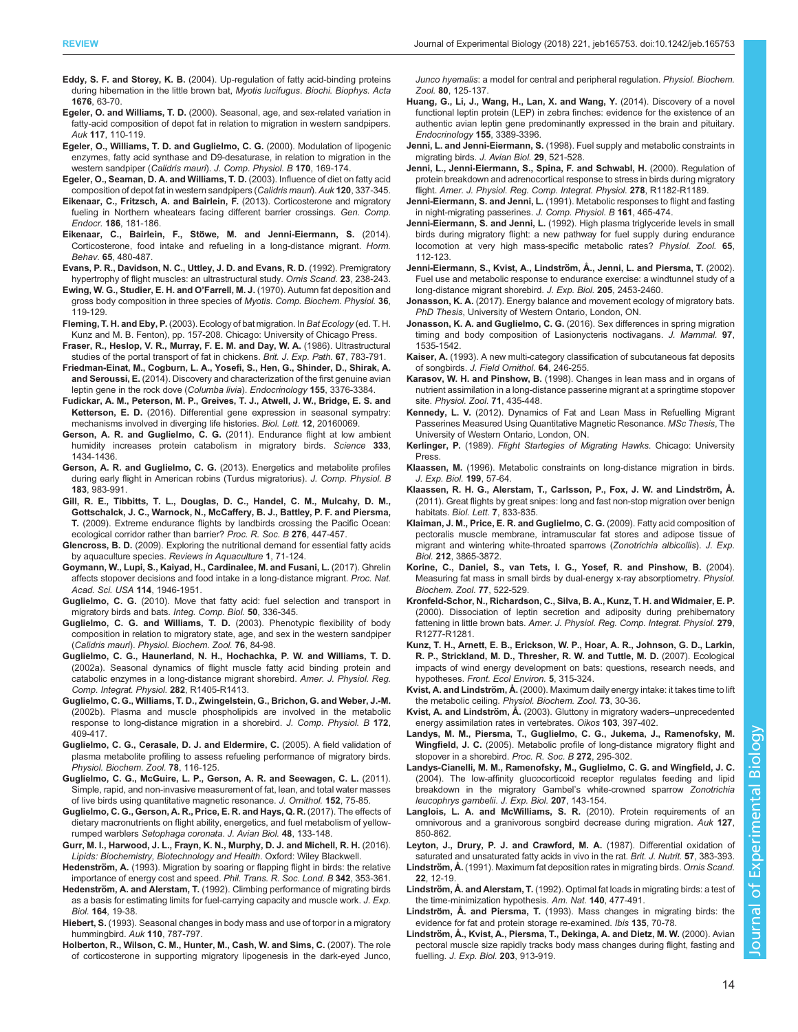**Eddy, S. F. and Storey, K. B.** (2004). Up-regulation of fatty acid-binding proteins during hibernation in the little brown bat, *Myotis lucifugus*. *Biochi. Biophys. Acta* **1676**, 63-70.

**Egeler, O. and Williams, T. D.** (2000). Seasonal, age, and sex-related variation in fatty-acid composition of depot fat in relation to migration in western sandpipers. *Auk* **117**, 110-119.

**Egeler, O., Williams, T. D. and Guglielmo, C. G.** (2000). Modulation of lipogenic enzymes, fatty acid synthase and D9-desaturase, in relation to migration in the western sandpiper (*Calidris mauri*). *J. Comp. Physiol. B* **170**, 169-174.

**Egeler, O., Seaman, D. A. and Williams, T. D.** (2003). Influence of diet on fatty acid composition of depot fat in western sandpipers (*Calidris mauri*). *Auk* **120**, 337-345.

**Eikenaar, C., Fritzsch, A. and Bairlein, F.** (2013). Corticosterone and migratory fueling in Northern wheatears facing different barrier crossings. *Gen. Comp. Endocr.* **186**, 181-186.

**Eikenaar, C., Bairlein, F., Stöwe, M. and Jenni-Eiermann, S.** (2014). Corticosterone, food intake and refueling in a long-distance migrant. *Horm. Behav.* **65**, 480-487.

**Evans, P. R., Davidson, N. C., Uttley, J. D. and Evans, R. D.** (1992). Premigratory hypertrophy of flight muscles: an ultrastructural study. *Ornis Scand.* **23**, 238-243.

**Ewing, W. G., Studier, E. H. and O'Farrell, M. J.** (1970). Autumn fat deposition and gross body composition in three species of *Myotis*. *Comp. Biochem. Physiol.* **36**, 119-129.

**Fleming, T. H. and Eby, P.** (2003). Ecology of bat migration. In *Bat Ecology* (ed. T. H. Kunz and M. B. Fenton), pp. 157-208. Chicago: University of Chicago Press.

**Fraser, R., Heslop, V. R., Murray, F. E. M. and Day, W. A.** (1986). Ultrastructural studies of the portal transport of fat in chickens. *Brit. J. Exp. Path.* **67**, 783-791.

**Friedman-Einat, M., Cogburn, L. A., Yosefi, S., Hen, G., Shinder, D., Shirak, A. and Seroussi, E.** (2014). Discovery and characterization of the first genuine avian leptin gene in the rock dove (*Columba livia*). *Endocrinology* **155**, 3376-3384.

**Fudickar, A. M., Peterson, M. P., Greives, T. J., Atwell, J. W., Bridge, E. S. and Ketterson, E. D.** (2016). Differential gene expression in seasonal sympatry: mechanisms involved in diverging life histories. *Biol. Lett.* **12**, 20160069.

**Gerson, A. R. and Guglielmo, C. G.** (2011). Endurance flight at low ambient humidity increases protein catabolism in migratory birds. *Science* **333**, 1434-1436.

**Gerson, A. R. and Guglielmo, C. G.** (2013). Energetics and metabolite profiles during early flight in American robins (Turdus migratorius). *J. Comp. Physiol. B* **183**, 983-991.

**Gill, R. E., Tibbitts, T. L., Douglas, D. C., Handel, C. M., Mulcahy, D. M., Gottschalck, J. C., Warnock, N., McCaffery, B. J., Battley, P. F. and Piersma, T.** (2009). Extreme endurance flights by landbirds crossing the Pacific Ocean: ecological corridor rather than barrier? *Proc. R. Soc. B* **276**, 447-457.

**Glencross, B. D.** (2009). Exploring the nutritional demand for essential fatty acids by aquaculture species. *Reviews in Aquaculture* **1**, 71-124.

**Goymann, W., Lupi, S., Kaiyad, H., Cardinalee, M. and Fusani, L.** (2017). Ghrelin affects stopover decisions and food intake in a long-distance migrant. *Proc. Nat. Acad. Sci. USA* **114**, 1946-1951.

**Guglielmo, C. G.** (2010). Move that fatty acid: fuel selection and transport in migratory birds and bats. *Integ. Comp. Biol.* **50**, 336-345.

**Guglielmo, C. G. and Williams, T. D.** (2003). Phenotypic flexibility of body composition in relation to migratory state, age, and sex in the western sandpiper (*Calidris mauri*). *Physiol. Biochem. Zool.* **76**, 84-98.

**Guglielmo, C. G., Haunerland, N. H., Hochachka, P. W. and Williams, T. D.** (2002a). Seasonal dynamics of flight muscle fatty acid binding protein and catabolic enzymes in a long-distance migrant shorebird. *Amer. J. Physiol. Reg. Comp. Integrat. Physiol.* **282**, R1405-R1413.

**Guglielmo, C. G., Williams, T. D., Zwingelstein, G., Brichon, G. and Weber, J.-M.** (2002b). Plasma and muscle phospholipids are involved in the metabolic response to long-distance migration in a shorebird. *J. Comp. Physiol. B* **172**, 409-417.

**Guglielmo, C. G., Cerasale, D. J. and Eldermire, C.** (2005). A field validation of plasma metabolite profiling to assess refueling performance of migratory birds. *Physiol. Biochem. Zool.* **78**, 116-125.

**Guglielmo, C. G., McGuire, L. P., Gerson, A. R. and Seewagen, C. L.** (2011). Simple, rapid, and non-invasive measurement of fat, lean, and total water masses of live birds using quantitative magnetic resonance. *J. Ornithol.* **152**, 75-85.

**Guglielmo, C. G., Gerson, A. R., Price, E. R. and Hays, Q. R.** (2017). The effects of dietary macronutrients on flight ability, energetics, and fuel metabolism of yellow-rumped warblers *Setophaga coronata*. *J. Avian Biol.* **48**, 133-148.

**Gurr, M. I., Harwood, J. L., Frayn, K. N., Murphy, D. J. and Michell, R. H.** (2016). *Lipids: Biochemistry, Biotechnology and Health*. Oxford: Wiley Blackwell.

**Hedenström, A.** (1993). Migration by soaring or flapping flight in birds: the relative importance of energy cost and speed. *Phil. Trans. R. Soc. Lond. B* **342**, 353-361.

**Hedenström, A. and Alerstam, T.** (1992). Climbing performance of migrating birds as a basis for estimating limits for fuel-carrying capacity and muscle work. *J. Exp. Biol.* **164**, 19-38.

**Hiebert, S.** (1993). Seasonal changes in body mass and use of torpor in a migratory hummingbird. *Auk* **110**, 787-797.

**Holberton, R., Wilson, C. M., Hunter, M., Cash, W. and Sims, C.** (2007). The role of corticosterone in supporting migratory lipogenesis in the dark-eyed Junco, *Junco hyemalis*: a model for central and peripheral regulation. *Physiol. Biochem. Zool.* **80**, 125-137.

**Huang, G., Li, J., Wang, H., Lan, X. and Wang, Y.** (2014). Discovery of a novel functional leptin protein (LEP) in zebra finches: evidence for the existence of an authentic avian leptin gene predominantly expressed in the brain and pituitary. *Endocrinology* **155**, 3389-3396.

**Jenni, L. and Jenni-Eiermann, S.** (1998). Fuel supply and metabolic constraints in migrating birds. *J. Avian Biol.* **29**, 521-528.

**Jenni, L., Jenni-Eiermann, S., Spina, F. and Schwabl, H.** (2000). Regulation of protein breakdown and adrenocortical response to stress in birds during migratory flight. *Amer. J. Physiol. Reg. Comp. Integrat. Physiol.* **278**, R1182-R1189.

**Jenni-Eiermann, S. and Jenni, L.** (1991). Metabolic responses to flight and fasting in night-migrating passerines. *J. Comp. Physiol. B* **161**, 465-474.

**Jenni-Eiermann, S. and Jenni, L.** (1992). High plasma triglyceride levels in small birds during migratory flight: a new pathway for fuel supply during endurance locomotion at very high mass-specific metabolic rates? *Physiol. Zool.* **65**, 112-123.

**Jenni-Eiermann, S., Kvist, A., Lindström, Å., Jenni, L. and Piersma, T.** (2002). Fuel use and metabolic response to endurance exercise: a windtunnel study of a long-distance migrant shorebird. *J. Exp. Biol.* **205**, 2453-2460.

**Jonasson, K. A.** (2017). Energy balance and movement ecology of migratory bats. *PhD Thesis*, University of Western Ontario, London, ON.

**Jonasson, K. A. and Guglielmo, C. G.** (2016). Sex differences in spring migration timing and body composition of Lasionycteris noctivagans. *J. Mammal.* **97**, 1535-1542.

**Kaiser, A.** (1993). A new multi-category classification of subcutaneous fat deposits of songbirds. *J. Field Ornithol.* **64**, 246-255.

**Karasov, W. H. and Pinshow, B.** (1998). Changes in lean mass and in organs of nutrient assimilation in a long-distance passerine migrant at a springtime stopover site. *Physiol. Zool.* **71**, 435-448.

**Kennedy, L. V.** (2012). Dynamics of Fat and Lean Mass in Refuelling Migrant Passerines Measured Using Quantitative Magnetic Resonance. *MSc Thesis*, The University of Western Ontario, London, ON.

**Kerlinger, P.** (1989). *Flight Startegies of Migrating Hawks.* Chicago: University Press.

**Klaassen, M.** (1996). Metabolic constraints on long-distance migration in birds. *J. Exp. Biol.* **199**, 57-64.

**Klaassen, R. H. G., Alerstam, T., Carlsson, P., Fox, J. W. and Lindström, Å.** (2011). Great flights by great snipes: long and fast non-stop migration over benign habitats. *Biol. Lett.* **7**, 833-835.

**Klaiman, J. M., Price, E. R. and Guglielmo, C. G.** (2009). Fatty acid composition of pectoralis muscle membrane, intramuscular fat stores and adipose tissue of migrant and wintering white-throated sparrows (*Zonotrichia albicollis*). *J. Exp. Biol.* **212**, 3865-3872.

**Korine, C., Daniel, S., van Tets, I. G., Yosef, R. and Pinshow, B.** (2004). Measuring fat mass in small birds by dual-energy x-ray absorptiometry. *Physiol. Biochem. Zool.* **77**, 522-529.

**Kronfeld-Schor, N., Richardson, C., Silva, B. A., Kunz, T. H. and Widmaier, E. P.** (2000). Dissociation of leptin secretion and adiposity during prehibernatory fattening in little brown bats. *Amer. J. Physiol. Reg. Comp. Integrat. Physiol.* **279**, R1277-R1281.

**Kunz, T. H., Arnett, E. B., Erickson, W. P., Hoar, A. R., Johnson, G. D., Larkin, R. P., Strickland, M. D., Thresher, R. W. and Tuttle, M. D.** (2007). Ecological impacts of wind energy development on bats: questions, research needs, and hypotheses. *Front. Ecol Environ.* **5**, 315-324.

**Kvist, A. and Lindström, Å.** (2000). Maximum daily energy intake: it takes time to lift the metabolic ceiling. *Physiol. Biochem. Zool.* **73**, 30-36.

**Kvist, A. and Lindström, Å.** (2003). Gluttony in migratory waders–unprecedented energy assimilation rates in vertebrates. *Oikos* **103**, 397-402.

**Landys, M. M., Piersma, T., Guglielmo, C. G., Jukema, J., Ramenofsky, M. Wingfield, J. C.** (2005). Metabolic profile of long-distance migratory flight and stopover in a shorebird. *Proc. R. Soc. B* **272**, 295-302.

**Landys-Cianelli, M. M., Ramenofsky, M., Guglielmo, C. G. and Wingfield, J. C.** (2004). The low-affinity glucocorticoid receptor regulates feeding and lipid breakdown in the migratory Gambel's white-crowned sparrow *Zonotrichia leucophrys gambelii*. *J. Exp. Biol.* **207**, 143-154.

**Langlois, L. A. and McWilliams, S. R.** (2010). Protein requirements of an omnivorous and a granivorous songbird decrease during migration. *Auk* **127**, 850-862.

**Leyton, J., Drury, P. J. and Crawford, M. A.** (1987). Differential oxidation of saturated and unsaturated fatty acids in vivo in the rat. *Brit. J. Nutrit.* **57**, 383-393.

**Lindström, Å.** (1991). Maximum fat deposition rates in migrating birds. *Ornis Scand.* **22**, 12-19.

**Lindström, Å. and Alerstam, T.** (1992). Optimal fat loads in migrating birds: a test of the time-minimization hypothesis. *Am. Nat.* **140**, 477-491.

**Lindström, Å. and Piersma, T.** (1993). Mass changes in migrating birds: the evidence for fat and protein storage re-examined. *Ibis* **135**, 70-78.

**Lindström, Å., Kvist, A., Piersma, T., Dekinga, A. and Dietz, M. W.** (2000). Avian pectoral muscle size rapidly tracks body mass changes during flight, fasting and fuelling. *J. Exp. Biol.* **203**, 913-919.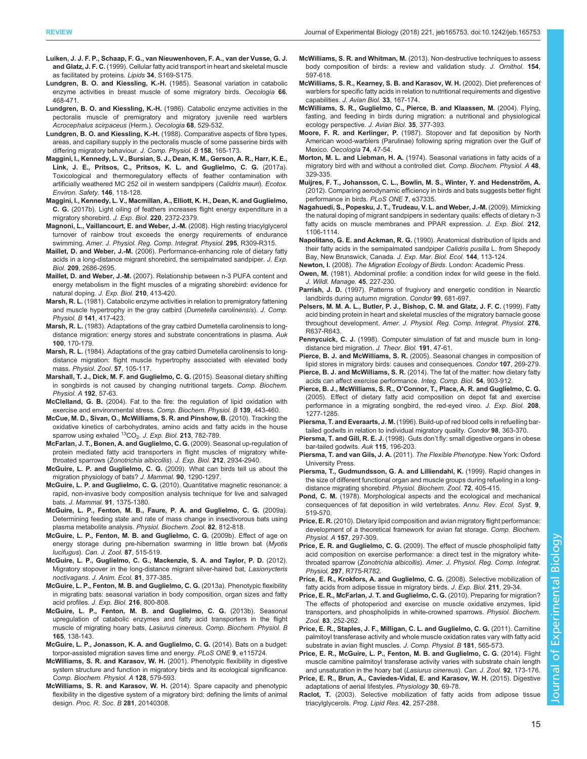**Luiken, J. J. F. P., Schaap, F. G., van Nieuwenhoven, F. A., van der Vusse, G. J. and Glatz, J. F. C.** (1999). Cellular fatty acid transport in heart and skeletal muscle as facilitated by proteins. *Lipids* **34**, S169-S175.

**Lundgren, B. O. and Kiessling, K.-H.** (1985). Seasonal variation in catabolic enzyme activities in breast muscle of some migratory birds. *Oecologia* **66**, 468-471.

**Lundgren, B. O. and Kiessling, K.-H.** (1986). Catabolic enzyme activities in the pectoralis muscle of premigratory and migratory juvenile reed warblers *Acrocephalus scirpaceus* (Herm.). *Oecologia* **68**, 529-532.

**Lundgren, B. O. and Kiessling, K.-H.** (1988). Comparative aspects of fibre types, areas, and capillary supply in the pectoralis muscle of some passerine birds with differing migratory behaviour. *J. Comp. Physiol. B* **158**, 165-173.

**Maggini, I., Kennedy, L. V., Bursian, S. J., Dean, K. M., Gerson, A. R., Harr, K. E., Link, J. E., Pritsos, C., Pritsos, K. L. and Guglielmo, C. G.** (2017a). Toxicological and thermoregulatory effects of feather contamination with artificially weathered MC 252 oil in western sandpipers (*Calidris mauri*). *Ecotox. Environ. Safety.* **146**, 118-128.

**Maggini, I., Kennedy, L. V., Macmillan, A., Elliott, K. H., Dean, K. and Guglielmo, C. G.** (2017b). Light oiling of feathers increases flight energy expenditure in a migratory shorebird. *J. Exp. Biol.* **220**, 2372-2379.

**Magnoni, L., Vaillancourt, E. and Weber, J.-M.** (2008). High resting triacylglycerol turnover of rainbow trout exceeds the energy requirements of endurance swimming. *Amer. J. Physiol. Reg. Comp. Integrat. Physiol.* **295**, R309-R315.

**Maillet, D. and Weber, J.-M.** (2006). Performance-enhancing role of dietary fatty acids in a long-distance migrant shorebird, the semipalmated sandpiper. *J. Exp. Biol.* **209**, 2686-2695.

**Maillet, D. and Weber, J.-M.** (2007). Relationship between n-3 PUFA content and energy metabolism in the flight muscles of a migrating shorebird: evidence for natural doping. *J. Exp. Biol.* **210**, 413-420.

**Marsh, R. L.** (1981). Catabolic enzyme activities in relation to premigratory fattening and muscle hypertrophy in the gray catbird (*Dumetella carolinensis*). *J. Comp. Physiol. B* **141**, 417-423.

**Marsh, R. L.** (1983). Adaptations of the gray catbird Dumetella carolinensis to long-distance migration: energy stores and substrate concentrations in plasma. *Auk* **100**, 170-179.

**Marsh, R. L.** (1984). Adaptations of the gray catbird Dumetella carolinensis to long-distance migration: flight muscle hypertrophy associated with elevated body mass. *Physiol. Zool.* **57**, 105-117.

**Marshall, T. J., Dick, M. F. and Guglielmo, C. G.** (2015). Seasonal dietary shifting in songbirds is not caused by changing nutritional targets. *Comp. Biochem. Physiol. A* **192**, 57-63.

**McClelland, G. B.** (2004). Fat to the fire: the regulation of lipid oxidation with exercise and environmental stress. *Comp. Biochem. Physiol. B* **139**, 443-460.

**McCue, M. D., Sivan, O., McWilliams, S. R. and Pinshow, B.** (2010). Tracking the oxidative kinetics of carbohydrates, amino acids and fatty acids in the house sparrow using exhaled $^{13}CO_2$. *J. Exp. Biol.* **213**, 782-789.

**McFarlan, J. T., Bonen, A. and Guglielmo, C. G.** (2009). Seasonal up-regulation of protein mediated fatty acid transporters in flight muscles of migratory white-throated sparrows (*Zonotrichia albicollis*). *J. Exp. Biol.* **212**, 2934-2940.

**McGuire, L. P. and Guglielmo, C. G.** (2009). What can birds tell us about the migration physiology of bats? *J. Mammal.* **90**, 1290-1297.

**McGuire, L. P. and Guglielmo, C. G.** (2010). Quantitative magnetic resonance: a rapid, non-invasive body composition analysis technique for live and salvaged bats. *J. Mammal.* **91**, 1375-1380.

**McGuire, L. P., Fenton, M. B., Faure, P. A. and Guglielmo, C. G.** (2009a). Determining feeding state and rate of mass change in insectivorous bats using plasma metabolite analysis. *Physiol. Biochem. Zool.* **82**, 812-818.

**McGuire, L. P., Fenton, M. B. and Guglielmo, C. G.** (2009b). Effect of age on energy storage during pre-hibernation swarming in little brown bat (*Myotis lucifugus*). *Can. J. Zool.* **87**, 515-519.

**McGuire, L. P., Guglielmo, C. G., Mackenzie, S. A. and Taylor, P. D.** (2012). Migratory stopover in the long-distance migrant silver-haired bat, *Lasionycteris noctivagans*. *J. Anim. Ecol.* **81**, 377-385.

**McGuire, L. P., Fenton, M. B. and Guglielmo, C. G.** (2013a). Phenotypic flexibility in migrating bats: seasonal variation in body composition, organ sizes and fatty acid profiles. *J. Exp. Biol.* **216**, 800-808.

**McGuire, L. P., Fenton, M. B. and Guglielmo, C. G.** (2013b). Seasonal upregulation of catabolic enzymes and fatty acid transporters in the flight muscle of migrating hoary bats, *Lasiurus cinereus*. *Comp. Biochem. Physiol. B* **165**, 138-143.

**McGuire, L. P., Jonasson, K. A. and Guglielmo, C. G.** (2014). Bats on a budget: torpor-assisted migration saves time and energy. *PLoS ONE* **9**, e115724.

**McWilliams, S. R. and Karasov, W. H.** (2001). Phenotypic flexibility in digestive system structure and function in migratory birds and its ecological significance. *Comp. Biochem. Physiol. A* **128**, 579-593.

**McWilliams, S. R. and Karasov, W. H.** (2014). Spare capacity and phenotypic flexibility in the digestive system of a migratory bird: defining the limits of animal design. *Proc. R. Soc. B* **281**, 20140308.

**McWilliams, S. R. and Whitman, M.** (2013). Non-destructive techniques to assess body composition of birds: a review and validation study. *J. Ornithol.* **154**, 597-618.

**McWilliams, S. R., Kearney, S. B. and Karasov, W. H.** (2002). Diet preferences of warblers for specific fatty acids in relation to nutritional requirements and digestive capabilities. *J. Avian Biol.* **33**, 167-174.

**McWilliams, S. R., Guglielmo, C., Pierce, B. and Klaassen, M.** (2004). Flying, fasting, and feeding in birds during migration: a nutritional and physiological ecology perspective. *J. Avian Biol.* **35**, 377-393.

**Moore, F. R. and Kerlinger, P.** (1987). Stopover and fat deposition by North American wood-warblers (Parulinae) following spring migration over the Gulf of Mexico. *Oecologia* **74**, 47-54.

**Morton, M. L. and Liebman, H. A.** (1974). Seasonal variations in fatty acids of a migratory bird with and without a controlled diet. *Comp. Biochem. Physiol. A* **48**, 329-335.

**Muijres, F. T., Johansson, C. L., Bowlin, M. S., Winter, Y. and Hedenström, A.** (2012). Comparing aerodynamic efficiency in birds and bats suggests better flight performance in birds. *PLoS ONE* **7**, e37335.

**Nagahuedi, S., Popesku, J. T., Trudeau, V. L. and Weber, J.-M.** (2009). Mimicking the natural doping of migrant sandpipers in sedentary quails: effects of dietary n-3 fatty acids on muscle membranes and PPAR expression. *J. Exp. Biol.* **212**, 1106-1114.

**Napolitano, G. E. and Ackman, R. G.** (1990). Anatomical distribution of lipids and their fatty acids in the semipalmated sandpiper *Calidris pusilla* L. from Shepody Bay, New Brunswick, Canada. *J. Exp. Mar. Biol. Ecol.* **144**, 113-124.

**Newton, I.** (2008). *The Migration Ecology of Birds*. London: Academic Press.

**Owen, M.** (1981). Abdominal profile: a condition index for wild geese in the field. *J. Wildl. Manage.* **45**, 227-230.

**Parrish, J. D.** (1997). Patterns of frugivory and energetic condition in Nearctic landbirds during autumn migration. *Condor* **99**, 681-697.

**Pelsers, M. M. A. L., Butler, P. J., Bishop, C. M. and Glatz, J. F. C.** (1999). Fatty acid binding protein in heart and skeletal muscles of the migratory barnacle goose throughout development. *Amer. J. Physiol. Reg. Comp. Integrat. Physiol.* **276**, R637-R643.

**Pennycuick, C. J.** (1998). Computer simulation of fat and muscle burn in long-distance bird migration. *J. Theor. Biol.* **191**, 47-61.

**Pierce, B. J. and McWilliams, S. R.** (2005). Seasonal changes in composition of lipid stores in migratory birds: causes and consequences. *Condor* **107**, 269-279.

**Pierce, B. J. and McWilliams, S. R.** (2014). The fat of the matter: how dietary fatty acids can affect exercise performance. *Integ. Comp. Biol.* **54**, 903-912.

**Pierce, B. J., McWilliams, S. R., O'Connor, T., Place, A. R. and Guglielmo, C. G.** (2005). Effect of dietary fatty acid composition on depot fat and exercise performance in a migrating songbird, the red-eyed vireo. *J. Exp. Biol.* **208**, 1277-1285.

**Piersma, T. and Everaarts, J. M.** (1996). Build-up of red blood cells in refuelling bar-tailed godwits in relation to individual migratory quality. *Condor* **98**, 363-370.

**Piersma, T. and Gill, R. E. J.** (1998). Guts don't fly: small digestive organs in obese bar-tailed godwits. *Auk* **115**, 196-203.

**Piersma, T. and van Gils, J. A.** (2011). *The Flexible Phenotype*. New York: Oxford University Press.

**Piersma, T., Gudmundsson, G. A. and Lilliendahl, K.** (1999). Rapid changes in the size of different functional organ and muscle groups during refueling in a long-distance migrating shorebird. *Physiol. Biochem. Zool.* **72**, 405-415.

**Pond, C. M.** (1978). Morphological aspects and the ecological and mechanical consequences of fat deposition in wild vertebrates. *Annu. Rev. Ecol. Syst.* **9**, 519-570.

**Price, E. R.** (2010). Dietary lipid composition and avian migratory flight performance: development of a theoretical framework for avian fat storage. *Comp. Biochem. Physiol. A* **157**, 297-309.

**Price, E. R. and Guglielmo, C. G.** (2009). The effect of muscle phospholipid fatty acid composition on exercise performance: a direct test in the migratory white-throated sparrow (*Zonotrichia albicollis*). *Amer. J. Physiol. Reg. Comp. Integrat. Physiol.* **297**, R775-R782.

**Price, E. R., Krokfors, A. and Guglielmo, C. G.** (2008). Selective mobilization of fatty acids from adipose tissue in migratory birds. *J. Exp. Biol.* **211**, 29-34.

**Price, E. R., McFarlan, J. T. and Guglielmo, C. G.** (2010). Preparing for migration? The effects of photoperiod and exercise on muscle oxidative enzymes, lipid transporters, and phospholipids in white-crowned sparrows. *Physiol. Biochem. Zool.* **83**, 252-262.

**Price, E. R., Staples, J. F., Milligan, C. L. and Guglielmo, C. G.** (2011). Carnitine palmitoyl transferase activity and whole muscle oxidation rates vary with fatty acid substrate in avian flight muscles. *J. Comp. Physiol. B* **181**, 565-573.

**Price, E. R., McGuire, L. P., Fenton, M. B. and Guglielmo, C. G.** (2014). Flight muscle carnitine palmitoyl transferase activity varies with substrate chain length and unsaturation in the hoary bat (*Lasiurus cinereus*). *Can. J. Zool.* **92**, 173-176.

**Price, E. R., Brun, A., Caviedes-Vidal, E. and Karasov, W. H.** (2015). Digestive adaptations of aerial lifestyles. *Physiology* **30**, 69-78.

**Raclot, T.** (2003). Selective mobilization of fatty acids from adipose tissue triacylglycerols. *Prog. Lipid Res.* **42**, 257-288.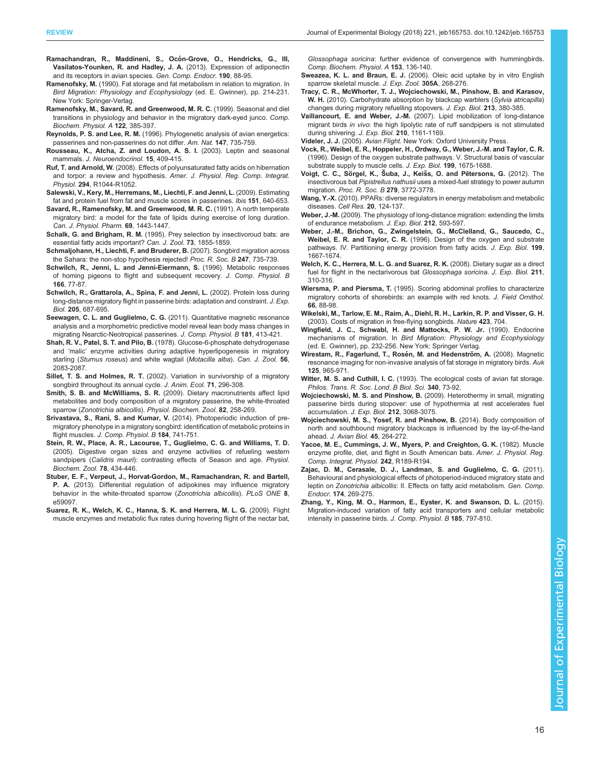**Ramachandran, R., Maddineni, S., Ocón-Grove, O., Hendricks, G., III, Vasilatos-Younken, R. and Hadley, J. A.** (2013). Expression of adiponectin and its receptors in avian species. *Gen. Comp. Endocr.* **190**, 88-95.

**Ramenofsky, M.** (1990). Fat storage and fat metabolism in relation to migration. In *Bird Migration: Physiology and Ecophysiology* (ed. E. Gwinner), pp. 214-231. New York: Springer-Verlag.

**Ramenofsky, M., Savard, R. and Greenwood, M. R. C.** (1999). Seasonal and diel transitions in physiology and behavior in the migratory dark-eyed junco. *Comp. Biochem. Physiol. A* **122**, 385-397.

**Reynolds, P. S. and Lee, R. M.** (1996). Phylogenetic analysis of avian energetics: passerines and non-passerines do not differ. *Am. Nat.* **147**, 735-759.

**Rousseau, K., Atcha, Z. and Loudon, A. S. I.** (2003). Leptin and seasonal mammals. *J. Neuroendocrinol.* **15**, 409-415.

**Ruf, T. and Arnold, W.** (2008). Effects of polyunsaturated fatty acids on hibernation and torpor: a review and hypothesis. *Amer. J. Physiol. Reg. Comp. Integrat. Physiol.* **294**, R1044-R1052.

**Salewski, V., Kery, M., Herremans, M., Liechti, F. and Jenni, L.** (2009). Estimating fat and protein fuel from fat and muscle scores in passerines. *Ibis* **151**, 640-653.

**Savard, R., Ramenofsky, M. and Greenwood, M. R. C.** (1991). A north temperate migratory bird: a model for the fate of lipids during exercise of long duration. *Can. J. Physiol. Pharm.* **69**, 1443-1447.

**Schalk, G. and Brigham, R. M.** (1995). Prey selection by insectivorous bats: are essential fatty acids important? *Can. J. Zool.* **73**, 1855-1859.

**Schmaljohann, H., Liechti, F. and Bruderer, B.** (2007). Songbird migration across the Sahara: the non-stop hypothesis rejected! *Proc. R. Soc. B* **247**, 735-739.

**Schwilch, R., Jenni, L. and Jenni-Eiermann, S.** (1996). Metabolic responses of homing pigeons to flight and subsequent recovery. *J. Comp. Physiol. B* **166**, 77-87.

**Schwilch, R., Grattarola, A., Spina, F. and Jenni, L.** (2002). Protein loss during long-distance migratory flight in passerine birds: adaptation and constraint. *J. Exp. Biol.* **205**, 687-695.

**Seewagen, C. L. and Guglielmo, C. G.** (2011). Quantitative magnetic resonance analysis and a morphometric predictive model reveal lean body mass changes in migrating Nearctic-Neotropical passerines. *J. Comp. Physiol. B* **181**, 413-421.

**Shah, R. V., Patel, S. T. and Pilo, B.** (1978). Glucose-6-phosphate dehydrogenase and 'malic' enzyme activities during adaptive hyperlipogenesis in migratory starling (*Sturnus roseus*) and white wagtail (*Motacilla alba*). *Can. J. Zool.* **56**, 2083-2087.

**Sillet, T. S. and Holmes, R. T.** (2002). Variation in survivorship of a migratory songbird throughout its annual cycle. *J. Anim. Ecol.* **71**, 296-308.

**Smith, S. B. and McWilliams, S. R.** (2009). Dietary macronutrients affect lipid metabolites and body composition of a migratory passerine, the white-throated sparrow (*Zonotrichia albicollis*). *Physiol. Biochem. Zool.* **82**, 258-269.

**Srivastava, S., Rani, S. and Kumar, V.** (2014). Photoperiodic induction of pre-migratory phenotype in a migratory songbird: identification of metabolic proteins in flight muscles. *J. Comp. Physiol. B* **184**, 741-751.

**Stein, R. W., Place, A. R., Lacourse, T., Guglielmo, C. G. and Williams, T. D.** (2005). Digestive organ sizes and enzyme activities of refueling western sandpipers (*Calidris mauri*): contrasting effects of Season and age. *Physiol. Biochem. Zool.* **78**, 434-446.

**Stuber, E. F., Verpeut, J., Horvat-Gordon, M., Ramachandran, R. and Bartell, P. A.** (2013). Differential regulation of adipokines may influence migratory behavior in the white-throated sparrow (*Zonotrichia albicollis*). *PLoS ONE* **8**, e59097.

**Suarez, R. K., Welch, K. C., Hanna, S. K. and Herrera, M. L. G.** (2009). Flight muscle enzymes and metabolic flux rates during hovering flight of the nectar bat, *Glossophaga soricina*: further evidence of convergence with hummingbirds. *Comp. Biochem. Physiol. A* **153**, 136-140.

**Sweazea, K. L. and Braun, E. J.** (2006). Oleic acid uptake by in vitro English sparrow skeletal muscle. *J. Exp. Zool.* **305A**, 268-276.

**Tracy, C. R., McWhorter, T. J., Wojciechowski, M., Pinshow, B. and Karasov, W. H.** (2010). Carbohydrate absorption by blackcap warblers (*Sylvia atricapilla*) changes during migratory refuelling stopovers. *J. Exp. Biol.* **213**, 380-385.

**Vaillancourt, E. and Weber, J.-M.** (2007). Lipid mobilization of long-distance migrant birds *in vivo*: the high lipolytic rate of ruff sandpipers is not stimulated during shivering. *J. Exp. Biol.* **210**, 1161-1169.

**Videler, J. J.** (2005). *Avian Flight*. New York: Oxford University Press.

**Vock, R., Weibel, E. R., Hoppeler, H., Ordway, G., Weber, J.-M. and Taylor, C. R.** (1996). Design of the oxygen substrate pathways. V. Structural basis of vascular substrate supply to muscle cells. *J. Exp. Biol.* **199**, 1675-1688.

**Voigt, C. C., Sörgel, K., Šuba, J., Keišs, O. and Pētersons, G.** (2012). The insectivorous bat *Pipistrellus nathusii* uses a mixed-fuel strategy to power autumn migration. *Proc. R. Soc. B* **279**, 3772-3778.

**Wang, Y.-X.** (2010). PPARs: diverse regulators in energy metabolism and metabolic diseases. *Cell Res.* **20**, 124-137.

**Weber, J.-M.** (2009). The physiology of long-distance migration: extending the limits of endurance metabolism. *J. Exp. Biol.* **212**, 593-597.

**Weber, J.-M., Brichon, G., Zwingelstein, G., McClelland, G., Saucedo, C., Weibel, E. R. and Taylor, C. R.** (1996). Design of the oxygen and substrate pathways. IV. Partitioning energy provision from fatty acids. *J. Exp. Biol.* **199**, 1667-1674.

**Welch, K. C., Herrera, M. L. G. and Suarez, R. K.** (2008). Dietary sugar as a direct fuel for flight in the nectarivorous bat *Glossophaga soricina*. *J. Exp. Biol.* **211**, 310-316.

**Wiersma, P. and Piersma, T.** (1995). Scoring abdominal profiles to characterize migratory cohorts of shorebirds: an example with red knots. *J. Field Ornithol.* **66**, 88-98.

**Wikelski, M., Tarlow, E. M., Raim, A., Diehl, R. H., Larkin, R. P. and Visser, G. H.** (2003). Costs of migration in free-flying songbirds. *Nature* **423**, 704.

**Wingfield, J. C., Schwabl, H. and Mattocks, P. W. Jr.** (1990). Endocrine mechanisms of migration. In *Bird Migration: Physiology and Ecophysiology* (ed. E. Gwinner), pp. 232-256. New York: Springer Verlag.

**Wirestam, R., Fagerlund, T., Rosén, M. and Hedenström, A.** (2008). Magnetic resonance imaging for non-invasive analysis of fat storage in migratory birds. *Auk* **125**, 965-971.

**Witter, M. S. and Cuthill, I. C.** (1993). The ecological costs of avian fat storage. *Philos. Trans. R. Soc. Lond. B Biol. Sci.* **340**, 73-92.

**Wojciechowski, M. S. and Pinshow, B.** (2009). Heterothermy in small, migrating passerine birds during stopover: use of hypothermia at rest accelerates fuel accumulation. *J. Exp. Biol.* **212**, 3068-3075.

**Wojciechowski, M. S., Yosef, R. and Pinshow, B.** (2014). Body composition of north and southbound migratory blackcaps is influenced by the lay-of-the-land ahead. *J. Avian Biol.* **45**, 264-272.

**Yacoe, M. E., Cummings, J. W., Myers, P. and Creighton, G. K.** (1982). Muscle enzyme profile, diet, and flight in South American bats. *Amer. J. Physiol. Reg. Comp. Integrat. Physiol.* **242**, R189-R194.

**Zajac, D. M., Cerasale, D. J., Landman, S. and Guglielmo, C. G.** (2011). Behavioural and physiological effects of photoperiod-induced migratory state and leptin on *Zonotrichia albicollis*: II. Effects on fatty acid metabolism. *Gen. Comp. Endocr.* **174**, 269-275.

**Zhang, Y., King, M. O., Harmon, E., Eyster, K. and Swanson, D. L.** (2015). Migration-induced variation of fatty acid transporters and cellular metabolic intensity in passerine birds. *J. Comp. Physiol. B* **185**, 797-810.